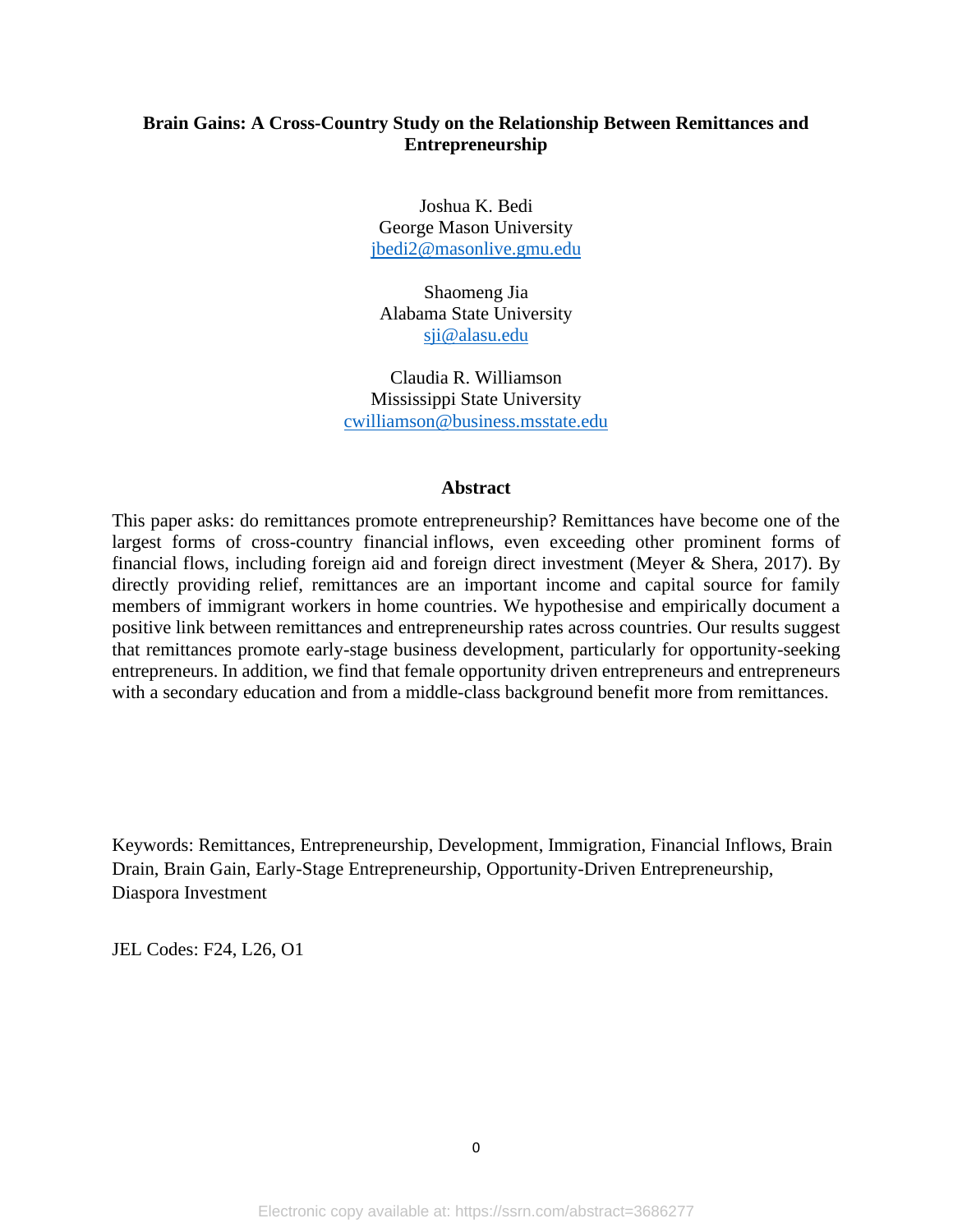# Brain Gains: A Cross-Country Study on the Relationship Between Remittances and Entrepreneurship

Joshua K. Bedi
George Mason University
jbedi2@masonlive.gmu.edu

Shaomeng Jia
Alabama State University
sji@alasu.edu

Claudia R. Williamson
Mississippi State University
cwilliamson@business.msstate.edu

## Abstract

This paper asks: do remittances promote entrepreneurship? Remittances have become one of the largest forms of cross-country financial inflows, even exceeding other prominent forms of financial flows, including foreign aid and foreign direct investment (Meyer & Shera, 2017). By directly providing relief, remittances are an important income and capital source for family members of immigrant workers in home countries. We hypothesise and empirically document a positive link between remittances and entrepreneurship rates across countries. Our results suggest that remittances promote early-stage business development, particularly for opportunity-seeking entrepreneurs. In addition, we find that female opportunity driven entrepreneurs and entrepreneurs with a secondary education and from a middle-class background benefit more from remittances.

Keywords: Remittances, Entrepreneurship, Development, Immigration, Financial Inflows, Brain Drain, Brain Gain, Early-Stage Entrepreneurship, Opportunity-Driven Entrepreneurship, Diaspora Investment

JEL Codes: F24, L26, O1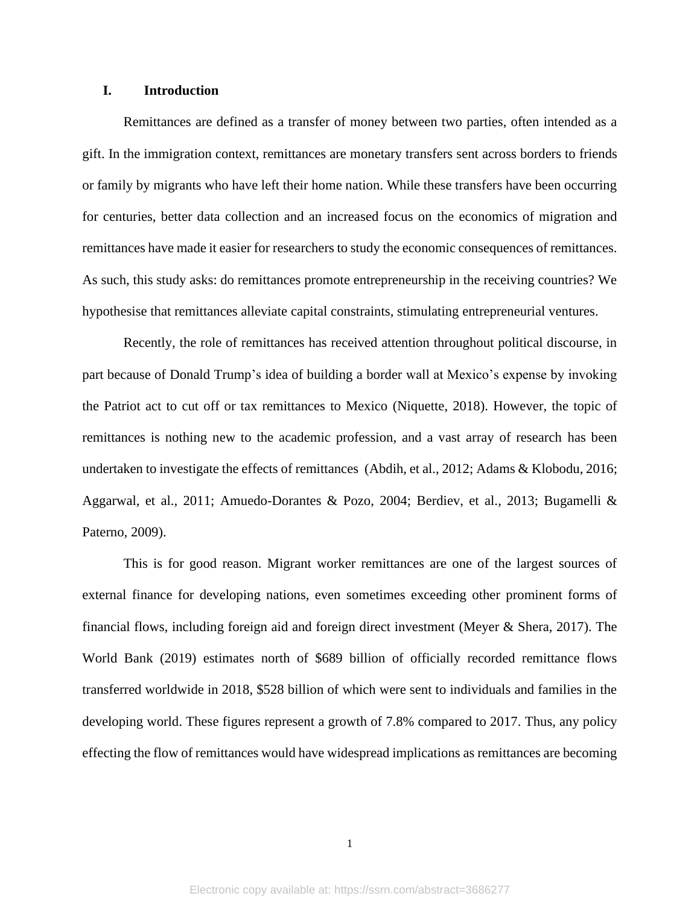## I. Introduction

Remittances are defined as a transfer of money between two parties, often intended as a gift. In the immigration context, remittances are monetary transfers sent across borders to friends or family by migrants who have left their home nation. While these transfers have been occurring for centuries, better data collection and an increased focus on the economics of migration and remittances have made it easier for researchers to study the economic consequences of remittances. As such, this study asks: do remittances promote entrepreneurship in the receiving countries? We hypothesise that remittances alleviate capital constraints, stimulating entrepreneurial ventures.

Recently, the role of remittances has received attention throughout political discourse, in part because of Donald Trump's idea of building a border wall at Mexico's expense by invoking the Patriot act to cut off or tax remittances to Mexico (Niquette, 2018). However, the topic of remittances is nothing new to the academic profession, and a vast array of research has been undertaken to investigate the effects of remittances (Abdih, et al., 2012; Adams & Klobodu, 2016; Aggarwal, et al., 2011; Amuedo-Dorantes & Pozo, 2004; Berdiev, et al., 2013; Bugamelli & Paterno, 2009).

This is for good reason. Migrant worker remittances are one of the largest sources of external finance for developing nations, even sometimes exceeding other prominent forms of financial flows, including foreign aid and foreign direct investment (Meyer & Shera, 2017). The World Bank (2019) estimates north of $689 billion of officially recorded remittance flows transferred worldwide in 2018, $528 billion of which were sent to individuals and families in the developing world. These figures represent a growth of 7.8% compared to 2017. Thus, any policy effecting the flow of remittances would have widespread implications as remittances are becoming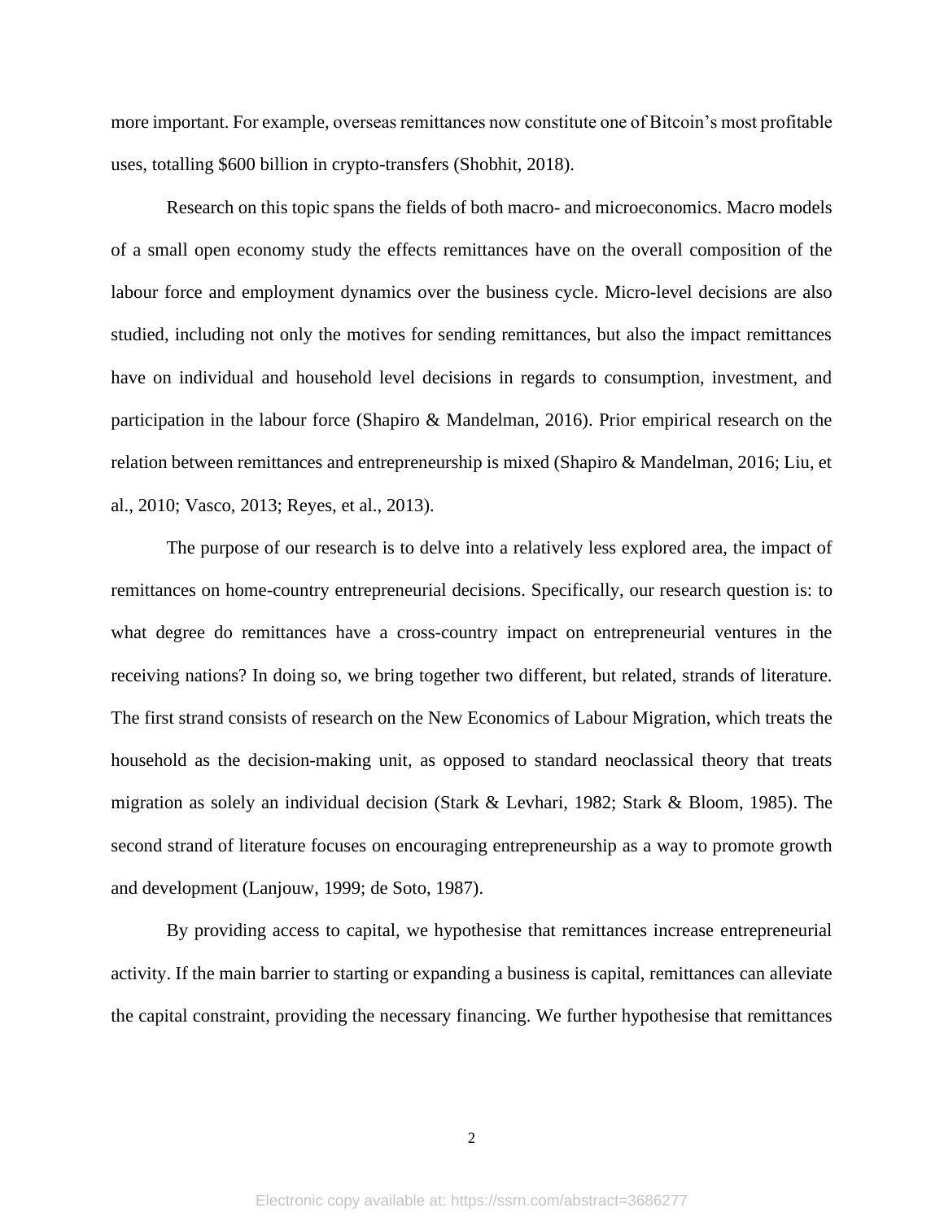more important. For example, overseas remittances now constitute one of Bitcoin's most profitable uses, totalling $600 billion in crypto-transfers (Shobhit, 2018).

Research on this topic spans the fields of both macro- and microeconomics. Macro models of a small open economy study the effects remittances have on the overall composition of the labour force and employment dynamics over the business cycle. Micro-level decisions are also studied, including not only the motives for sending remittances, but also the impact remittances have on individual and household level decisions in regards to consumption, investment, and participation in the labour force (Shapiro & Mandelman, 2016). Prior empirical research on the relation between remittances and entrepreneurship is mixed (Shapiro & Mandelman, 2016; Liu, et al., 2010; Vasco, 2013; Reyes, et al., 2013).

The purpose of our research is to delve into a relatively less explored area, the impact of remittances on home-country entrepreneurial decisions. Specifically, our research question is: to what degree do remittances have a cross-country impact on entrepreneurial ventures in the receiving nations? In doing so, we bring together two different, but related, strands of literature. The first strand consists of research on the New Economics of Labour Migration, which treats the household as the decision-making unit, as opposed to standard neoclassical theory that treats migration as solely an individual decision (Stark & Levhari, 1982; Stark & Bloom, 1985). The second strand of literature focuses on encouraging entrepreneurship as a way to promote growth and development (Lanjouw, 1999; de Soto, 1987).

By providing access to capital, we hypothesise that remittances increase entrepreneurial activity. If the main barrier to starting or expanding a business is capital, remittances can alleviate the capital constraint, providing the necessary financing. We further hypothesise that remittances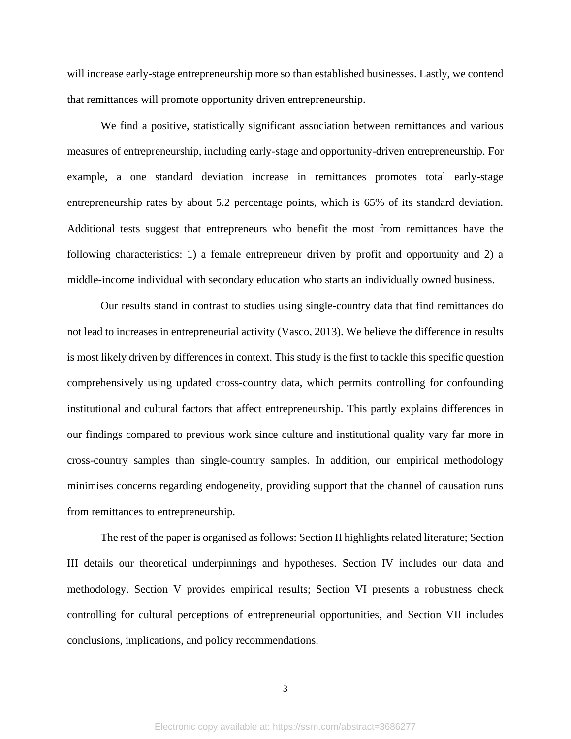will increase early-stage entrepreneurship more so than established businesses. Lastly, we contend that remittances will promote opportunity driven entrepreneurship.

We find a positive, statistically significant association between remittances and various measures of entrepreneurship, including early-stage and opportunity-driven entrepreneurship. For example, a one standard deviation increase in remittances promotes total early-stage entrepreneurship rates by about 5.2 percentage points, which is 65% of its standard deviation. Additional tests suggest that entrepreneurs who benefit the most from remittances have the following characteristics: 1) a female entrepreneur driven by profit and opportunity and 2) a middle-income individual with secondary education who starts an individually owned business.

Our results stand in contrast to studies using single-country data that find remittances do not lead to increases in entrepreneurial activity (Vasco, 2013). We believe the difference in results is most likely driven by differences in context. This study is the first to tackle this specific question comprehensively using updated cross-country data, which permits controlling for confounding institutional and cultural factors that affect entrepreneurship. This partly explains differences in our findings compared to previous work since culture and institutional quality vary far more in cross-country samples than single-country samples. In addition, our empirical methodology minimises concerns regarding endogeneity, providing support that the channel of causation runs from remittances to entrepreneurship.

The rest of the paper is organised as follows: Section II highlights related literature; Section III details our theoretical underpinnings and hypotheses. Section IV includes our data and methodology. Section V provides empirical results; Section VI presents a robustness check controlling for cultural perceptions of entrepreneurial opportunities, and Section VII includes conclusions, implications, and policy recommendations.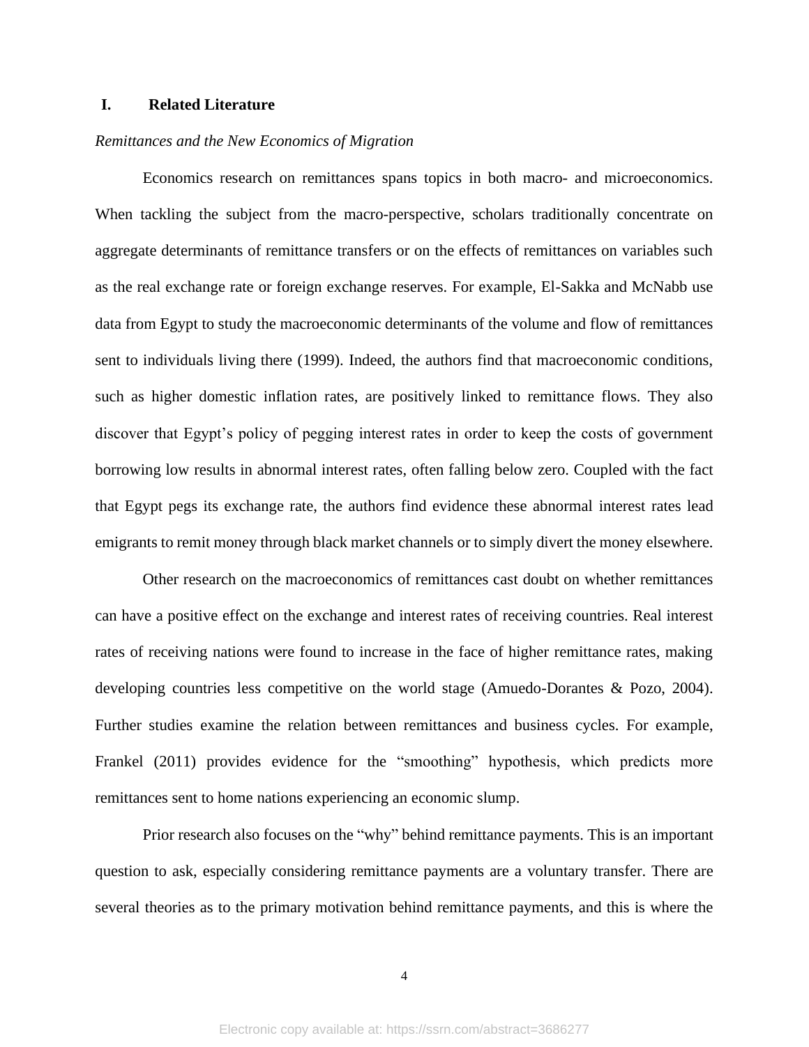## I. Related Literature

*Remittances and the New Economics of Migration*

Economics research on remittances spans topics in both macro- and microeconomics. When tackling the subject from the macro-perspective, scholars traditionally concentrate on aggregate determinants of remittance transfers or on the effects of remittances on variables such as the real exchange rate or foreign exchange reserves. For example, El-Sakka and McNabb use data from Egypt to study the macroeconomic determinants of the volume and flow of remittances sent to individuals living there (1999). Indeed, the authors find that macroeconomic conditions, such as higher domestic inflation rates, are positively linked to remittance flows. They also discover that Egypt's policy of pegging interest rates in order to keep the costs of government borrowing low results in abnormal interest rates, often falling below zero. Coupled with the fact that Egypt pegs its exchange rate, the authors find evidence these abnormal interest rates lead emigrants to remit money through black market channels or to simply divert the money elsewhere.

Other research on the macroeconomics of remittances cast doubt on whether remittances can have a positive effect on the exchange and interest rates of receiving countries. Real interest rates of receiving nations were found to increase in the face of higher remittance rates, making developing countries less competitive on the world stage (Amuedo-Dorantes & Pozo, 2004). Further studies examine the relation between remittances and business cycles. For example, Frankel (2011) provides evidence for the "smoothing" hypothesis, which predicts more remittances sent to home nations experiencing an economic slump.

Prior research also focuses on the "why" behind remittance payments. This is an important question to ask, especially considering remittance payments are a voluntary transfer. There are several theories as to the primary motivation behind remittance payments, and this is where the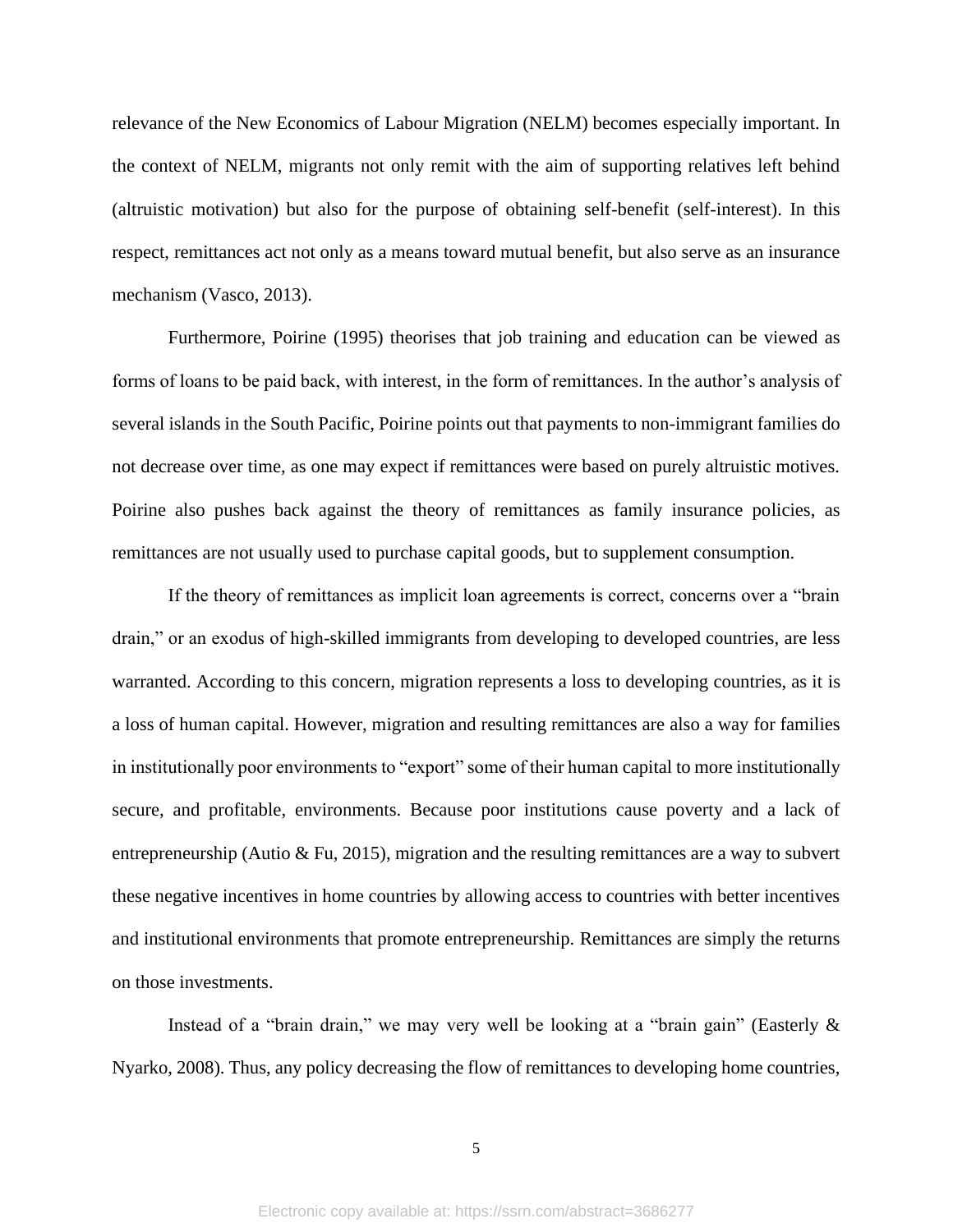relevance of the New Economics of Labour Migration (NELM) becomes especially important. In the context of NELM, migrants not only remit with the aim of supporting relatives left behind (altruistic motivation) but also for the purpose of obtaining self-benefit (self-interest). In this respect, remittances act not only as a means toward mutual benefit, but also serve as an insurance mechanism (Vasco, 2013).

Furthermore, Poirine (1995) theorises that job training and education can be viewed as forms of loans to be paid back, with interest, in the form of remittances. In the author's analysis of several islands in the South Pacific, Poirine points out that payments to non-immigrant families do not decrease over time, as one may expect if remittances were based on purely altruistic motives. Poirine also pushes back against the theory of remittances as family insurance policies, as remittances are not usually used to purchase capital goods, but to supplement consumption.

If the theory of remittances as implicit loan agreements is correct, concerns over a "brain drain," or an exodus of high-skilled immigrants from developing to developed countries, are less warranted. According to this concern, migration represents a loss to developing countries, as it is a loss of human capital. However, migration and resulting remittances are also a way for families in institutionally poor environments to "export" some of their human capital to more institutionally secure, and profitable, environments. Because poor institutions cause poverty and a lack of entrepreneurship (Autio & Fu, 2015), migration and the resulting remittances are a way to subvert these negative incentives in home countries by allowing access to countries with better incentives and institutional environments that promote entrepreneurship. Remittances are simply the returns on those investments.

Instead of a "brain drain," we may very well be looking at a "brain gain" (Easterly & Nyarko, 2008). Thus, any policy decreasing the flow of remittances to developing home countries,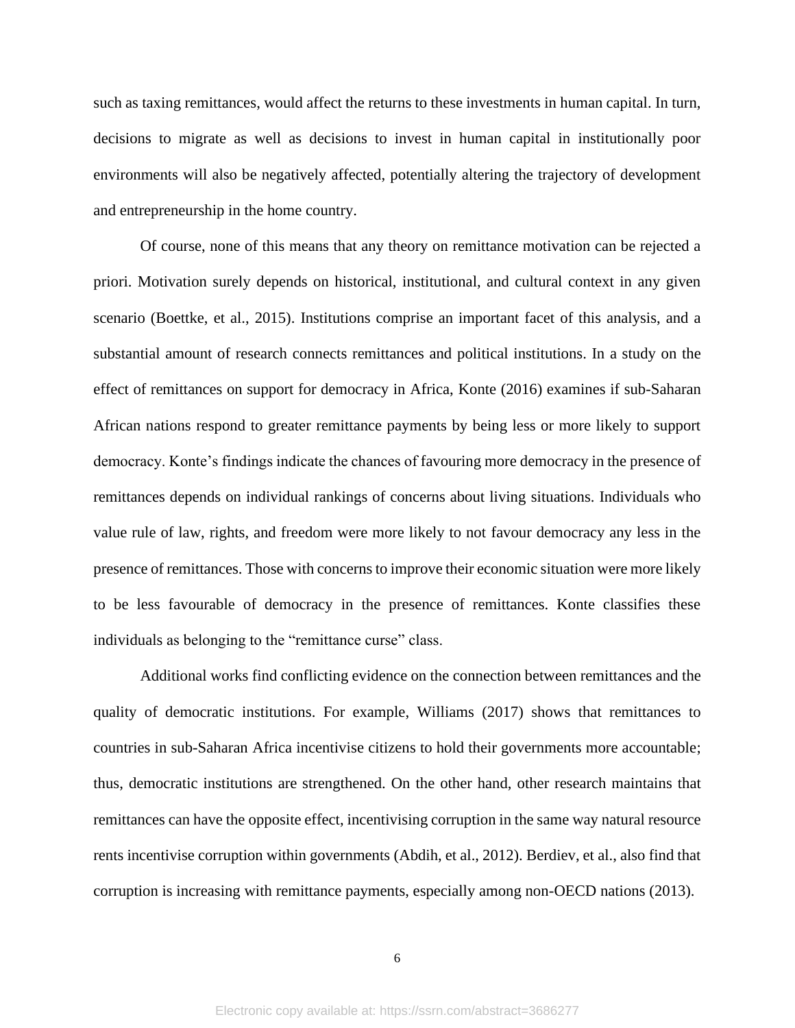such as taxing remittances, would affect the returns to these investments in human capital. In turn, decisions to migrate as well as decisions to invest in human capital in institutionally poor environments will also be negatively affected, potentially altering the trajectory of development and entrepreneurship in the home country.

Of course, none of this means that any theory on remittance motivation can be rejected a priori. Motivation surely depends on historical, institutional, and cultural context in any given scenario (Boettke, et al., 2015). Institutions comprise an important facet of this analysis, and a substantial amount of research connects remittances and political institutions. In a study on the effect of remittances on support for democracy in Africa, Konte (2016) examines if sub-Saharan African nations respond to greater remittance payments by being less or more likely to support democracy. Konte's findings indicate the chances of favouring more democracy in the presence of remittances depends on individual rankings of concerns about living situations. Individuals who value rule of law, rights, and freedom were more likely to not favour democracy any less in the presence of remittances. Those with concerns to improve their economic situation were more likely to be less favourable of democracy in the presence of remittances. Konte classifies these individuals as belonging to the "remittance curse" class.

Additional works find conflicting evidence on the connection between remittances and the quality of democratic institutions. For example, Williams (2017) shows that remittances to countries in sub-Saharan Africa incentivise citizens to hold their governments more accountable; thus, democratic institutions are strengthened. On the other hand, other research maintains that remittances can have the opposite effect, incentivising corruption in the same way natural resource rents incentivise corruption within governments (Abdih, et al., 2012). Berdiev, et al., also find that corruption is increasing with remittance payments, especially among non-OECD nations (2013).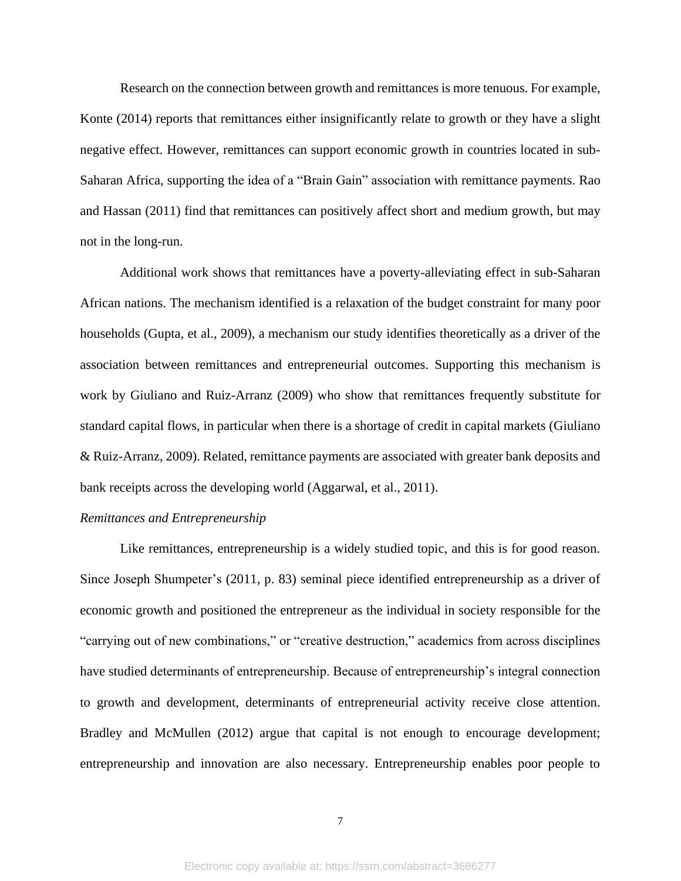Research on the connection between growth and remittances is more tenuous. For example, Konte (2014) reports that remittances either insignificantly relate to growth or they have a slight negative effect. However, remittances can support economic growth in countries located in sub-Saharan Africa, supporting the idea of a "Brain Gain" association with remittance payments. Rao and Hassan (2011) find that remittances can positively affect short and medium growth, but may not in the long-run.

Additional work shows that remittances have a poverty-alleviating effect in sub-Saharan African nations. The mechanism identified is a relaxation of the budget constraint for many poor households (Gupta, et al., 2009), a mechanism our study identifies theoretically as a driver of the association between remittances and entrepreneurial outcomes. Supporting this mechanism is work by Giuliano and Ruiz-Arranz (2009) who show that remittances frequently substitute for standard capital flows, in particular when there is a shortage of credit in capital markets (Giuliano & Ruiz-Arranz, 2009). Related, remittance payments are associated with greater bank deposits and bank receipts across the developing world (Aggarwal, et al., 2011).

*Remittances and Entrepreneurship*

Like remittances, entrepreneurship is a widely studied topic, and this is for good reason. Since Joseph Shumpeter's (2011, p. 83) seminal piece identified entrepreneurship as a driver of economic growth and positioned the entrepreneur as the individual in society responsible for the "carrying out of new combinations," or "creative destruction," academics from across disciplines have studied determinants of entrepreneurship. Because of entrepreneurship's integral connection to growth and development, determinants of entrepreneurial activity receive close attention. Bradley and McMullen (2012) argue that capital is not enough to encourage development; entrepreneurship and innovation are also necessary. Entrepreneurship enables poor people to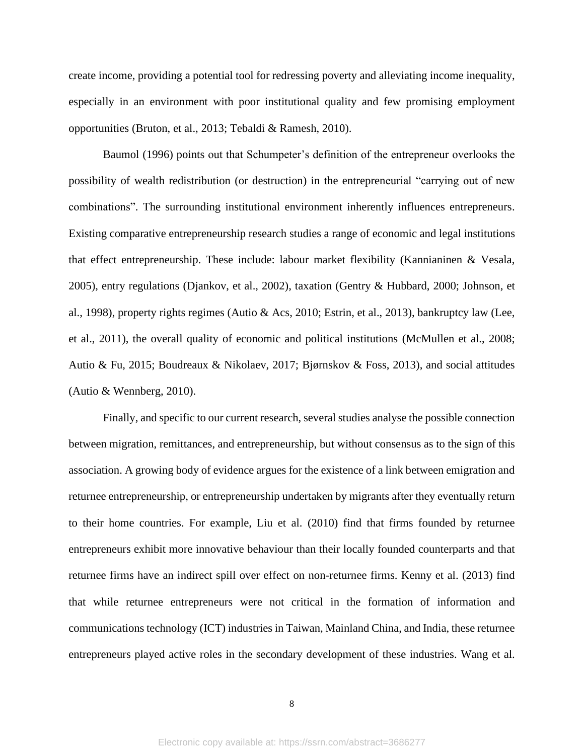create income, providing a potential tool for redressing poverty and alleviating income inequality, especially in an environment with poor institutional quality and few promising employment opportunities (Bruton, et al., 2013; Tebaldi & Ramesh, 2010).

Baumol (1996) points out that Schumpeter's definition of the entrepreneur overlooks the possibility of wealth redistribution (or destruction) in the entrepreneurial "carrying out of new combinations". The surrounding institutional environment inherently influences entrepreneurs. Existing comparative entrepreneurship research studies a range of economic and legal institutions that effect entrepreneurship. These include: labour market flexibility (Kannianinen & Vesala, 2005), entry regulations (Djankov, et al., 2002), taxation (Gentry & Hubbard, 2000; Johnson, et al., 1998), property rights regimes (Autio & Acs, 2010; Estrin, et al., 2013), bankruptcy law (Lee, et al., 2011), the overall quality of economic and political institutions (McMullen et al., 2008; Autio & Fu, 2015; Boudreaux & Nikolaev, 2017; Bjørnskov & Foss, 2013), and social attitudes (Autio & Wennberg, 2010).

Finally, and specific to our current research, several studies analyse the possible connection between migration, remittances, and entrepreneurship, but without consensus as to the sign of this association. A growing body of evidence argues for the existence of a link between emigration and returnee entrepreneurship, or entrepreneurship undertaken by migrants after they eventually return to their home countries. For example, Liu et al. (2010) find that firms founded by returnee entrepreneurs exhibit more innovative behaviour than their locally founded counterparts and that returnee firms have an indirect spill over effect on non-returnee firms. Kenny et al. (2013) find that while returnee entrepreneurs were not critical in the formation of information and communications technology (ICT) industries in Taiwan, Mainland China, and India, these returnee entrepreneurs played active roles in the secondary development of these industries. Wang et al.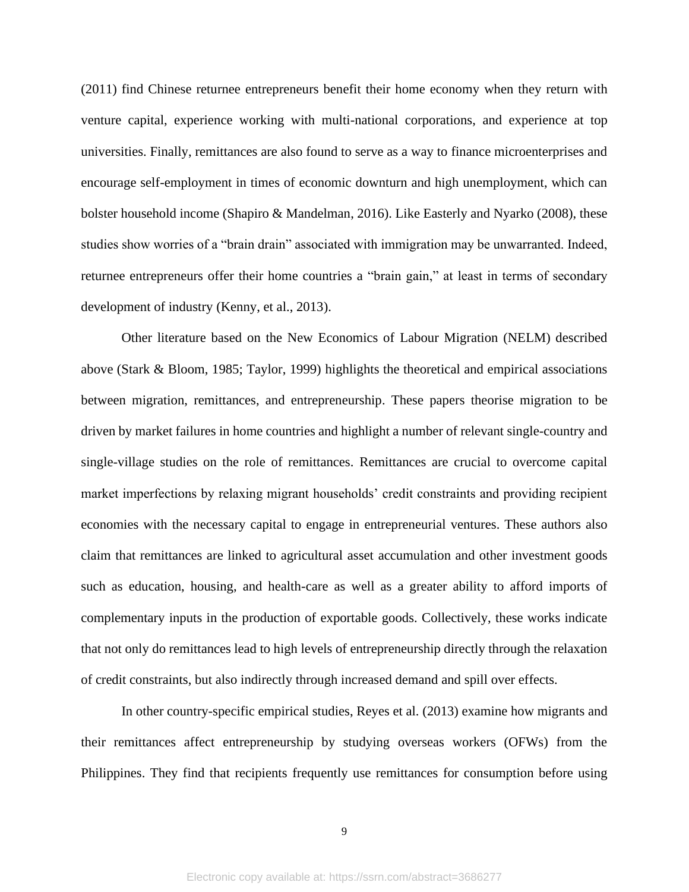(2011) find Chinese returnee entrepreneurs benefit their home economy when they return with venture capital, experience working with multi-national corporations, and experience at top universities. Finally, remittances are also found to serve as a way to finance microenterprises and encourage self-employment in times of economic downturn and high unemployment, which can bolster household income (Shapiro & Mandelman, 2016). Like Easterly and Nyarko (2008), these studies show worries of a "brain drain" associated with immigration may be unwarranted. Indeed, returnee entrepreneurs offer their home countries a "brain gain," at least in terms of secondary development of industry (Kenny, et al., 2013).

Other literature based on the New Economics of Labour Migration (NELM) described above (Stark & Bloom, 1985; Taylor, 1999) highlights the theoretical and empirical associations between migration, remittances, and entrepreneurship. These papers theorise migration to be driven by market failures in home countries and highlight a number of relevant single-country and single-village studies on the role of remittances. Remittances are crucial to overcome capital market imperfections by relaxing migrant households' credit constraints and providing recipient economies with the necessary capital to engage in entrepreneurial ventures. These authors also claim that remittances are linked to agricultural asset accumulation and other investment goods such as education, housing, and health-care as well as a greater ability to afford imports of complementary inputs in the production of exportable goods. Collectively, these works indicate that not only do remittances lead to high levels of entrepreneurship directly through the relaxation of credit constraints, but also indirectly through increased demand and spill over effects.

In other country-specific empirical studies, Reyes et al. (2013) examine how migrants and their remittances affect entrepreneurship by studying overseas workers (OFWs) from the Philippines. They find that recipients frequently use remittances for consumption before using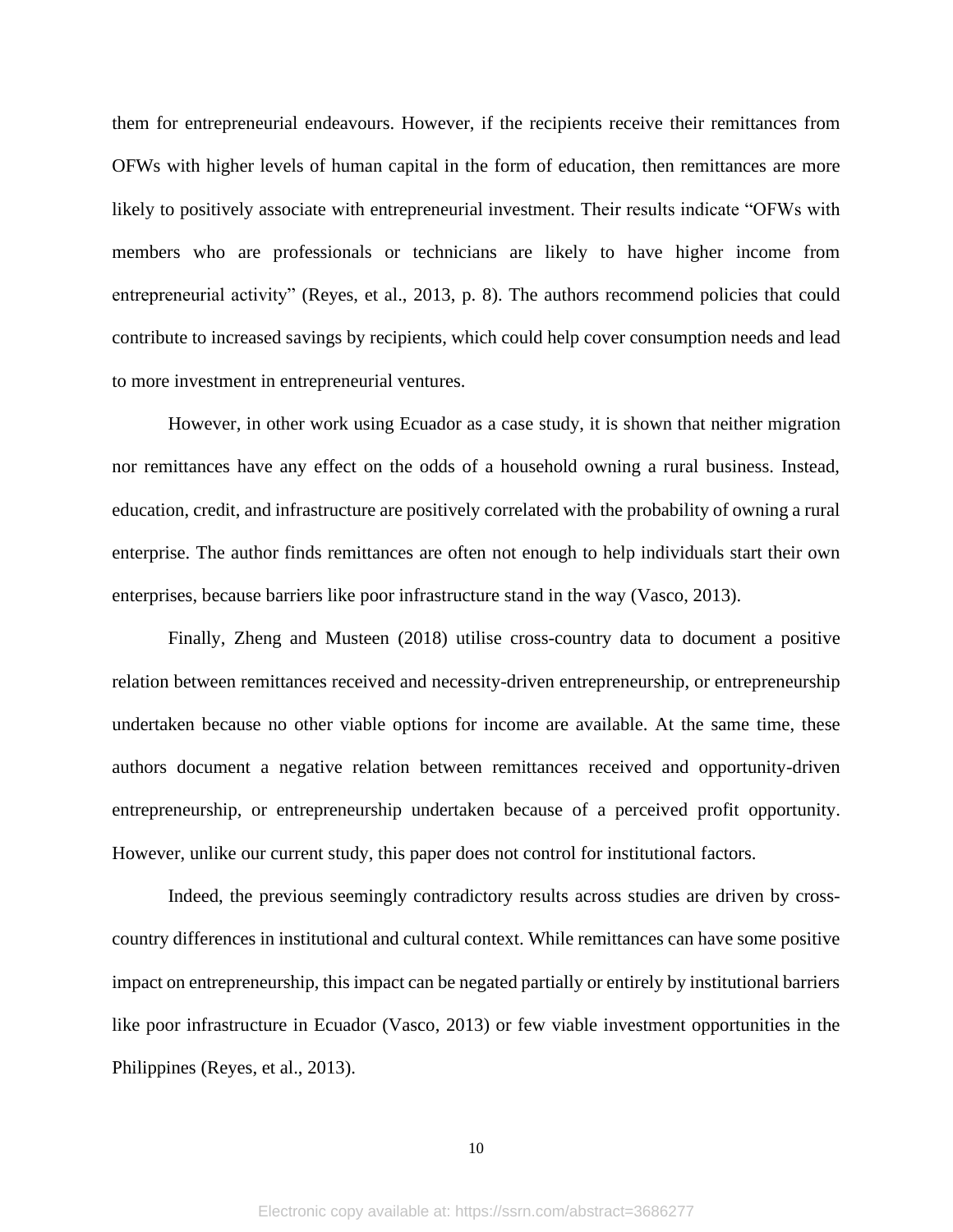them for entrepreneurial endeavours. However, if the recipients receive their remittances from OFWs with higher levels of human capital in the form of education, then remittances are more likely to positively associate with entrepreneurial investment. Their results indicate "OFWs with members who are professionals or technicians are likely to have higher income from entrepreneurial activity" (Reyes, et al., 2013, p. 8). The authors recommend policies that could contribute to increased savings by recipients, which could help cover consumption needs and lead to more investment in entrepreneurial ventures.

However, in other work using Ecuador as a case study, it is shown that neither migration nor remittances have any effect on the odds of a household owning a rural business. Instead, education, credit, and infrastructure are positively correlated with the probability of owning a rural enterprise. The author finds remittances are often not enough to help individuals start their own enterprises, because barriers like poor infrastructure stand in the way (Vasco, 2013).

Finally, Zheng and Musteen (2018) utilise cross-country data to document a positive relation between remittances received and necessity-driven entrepreneurship, or entrepreneurship undertaken because no other viable options for income are available. At the same time, these authors document a negative relation between remittances received and opportunity-driven entrepreneurship, or entrepreneurship undertaken because of a perceived profit opportunity. However, unlike our current study, this paper does not control for institutional factors.

Indeed, the previous seemingly contradictory results across studies are driven by cross-country differences in institutional and cultural context. While remittances can have some positive impact on entrepreneurship, this impact can be negated partially or entirely by institutional barriers like poor infrastructure in Ecuador (Vasco, 2013) or few viable investment opportunities in the Philippines (Reyes, et al., 2013).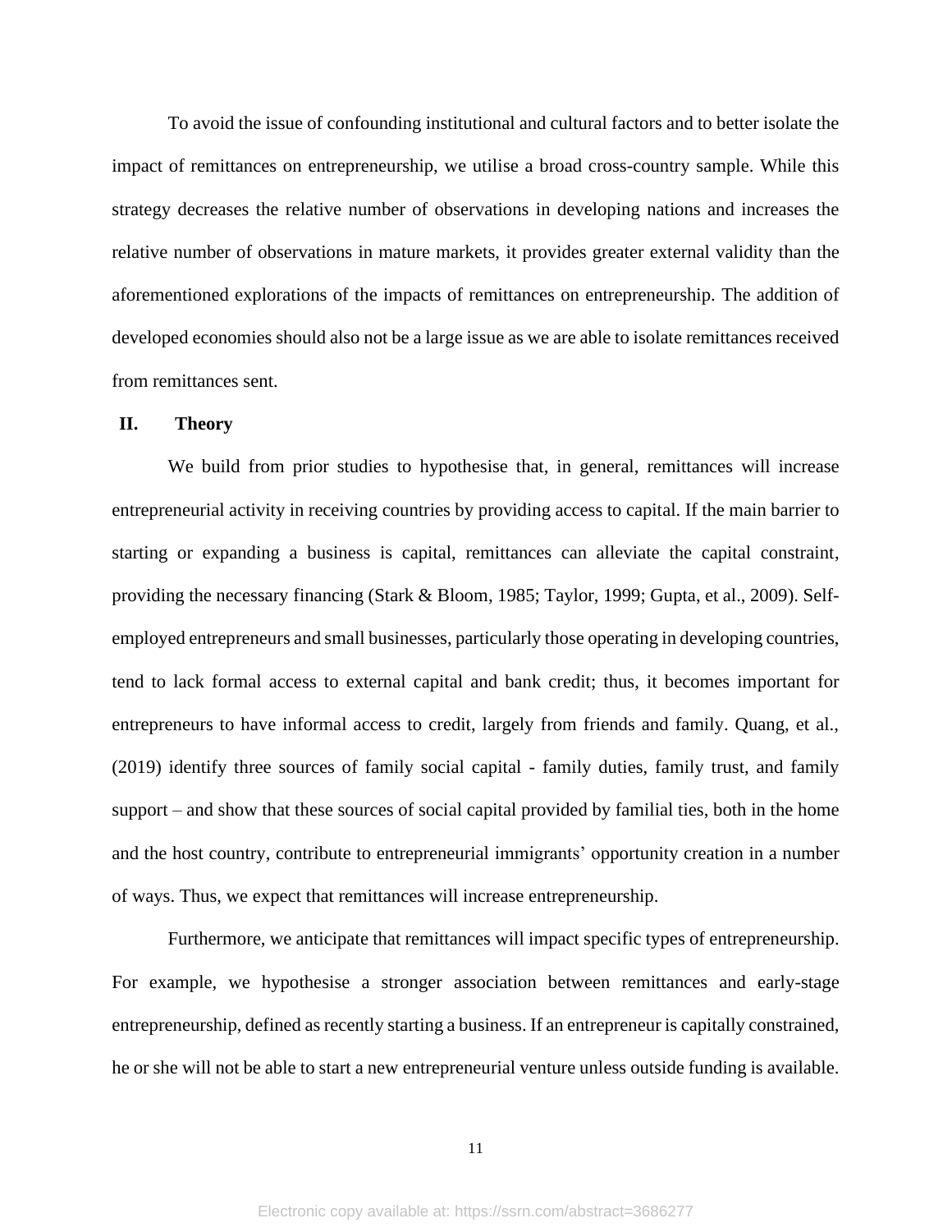To avoid the issue of confounding institutional and cultural factors and to better isolate the impact of remittances on entrepreneurship, we utilise a broad cross-country sample. While this strategy decreases the relative number of observations in developing nations and increases the relative number of observations in mature markets, it provides greater external validity than the aforementioned explorations of the impacts of remittances on entrepreneurship. The addition of developed economies should also not be a large issue as we are able to isolate remittances received from remittances sent.

## II. Theory

We build from prior studies to hypothesise that, in general, remittances will increase entrepreneurial activity in receiving countries by providing access to capital. If the main barrier to starting or expanding a business is capital, remittances can alleviate the capital constraint, providing the necessary financing (Stark & Bloom, 1985; Taylor, 1999; Gupta, et al., 2009). Self-employed entrepreneurs and small businesses, particularly those operating in developing countries, tend to lack formal access to external capital and bank credit; thus, it becomes important for entrepreneurs to have informal access to credit, largely from friends and family. Quang, et al., (2019) identify three sources of family social capital - family duties, family trust, and family support – and show that these sources of social capital provided by familial ties, both in the home and the host country, contribute to entrepreneurial immigrants' opportunity creation in a number of ways. Thus, we expect that remittances will increase entrepreneurship.

Furthermore, we anticipate that remittances will impact specific types of entrepreneurship. For example, we hypothesise a stronger association between remittances and early-stage entrepreneurship, defined as recently starting a business. If an entrepreneur is capitally constrained, he or she will not be able to start a new entrepreneurial venture unless outside funding is available.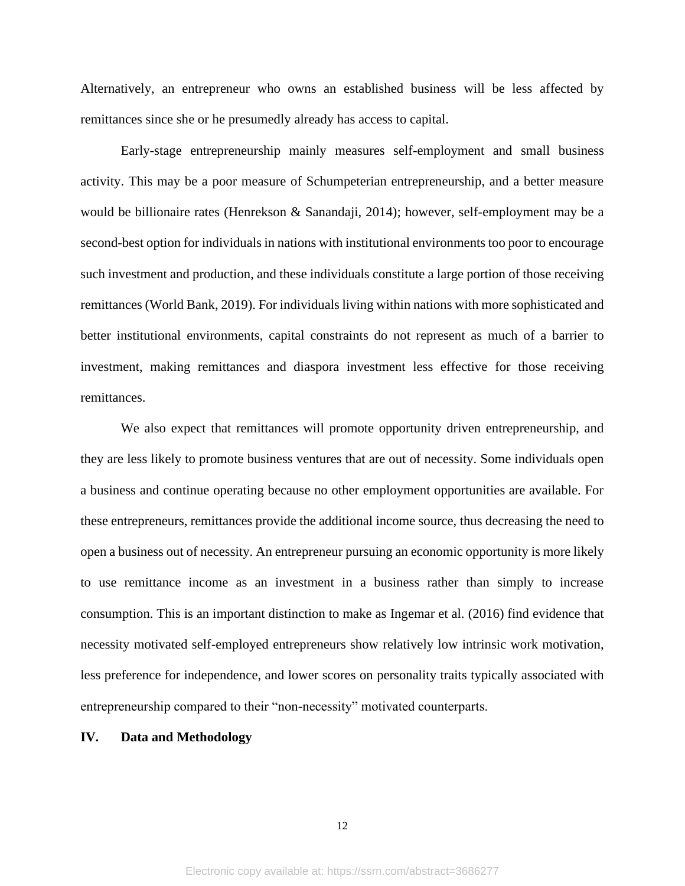Alternatively, an entrepreneur who owns an established business will be less affected by remittances since she or he presumedly already has access to capital.

Early-stage entrepreneurship mainly measures self-employment and small business activity. This may be a poor measure of Schumpeterian entrepreneurship, and a better measure would be billionaire rates (Henrekson & Sanandaji, 2014); however, self-employment may be a second-best option for individuals in nations with institutional environments too poor to encourage such investment and production, and these individuals constitute a large portion of those receiving remittances (World Bank, 2019). For individuals living within nations with more sophisticated and better institutional environments, capital constraints do not represent as much of a barrier to investment, making remittances and diaspora investment less effective for those receiving remittances.

We also expect that remittances will promote opportunity driven entrepreneurship, and they are less likely to promote business ventures that are out of necessity. Some individuals open a business and continue operating because no other employment opportunities are available. For these entrepreneurs, remittances provide the additional income source, thus decreasing the need to open a business out of necessity. An entrepreneur pursuing an economic opportunity is more likely to use remittance income as an investment in a business rather than simply to increase consumption. This is an important distinction to make as Ingemar et al. (2016) find evidence that necessity motivated self-employed entrepreneurs show relatively low intrinsic work motivation, less preference for independence, and lower scores on personality traits typically associated with entrepreneurship compared to their "non-necessity" motivated counterparts.

## IV. Data and Methodology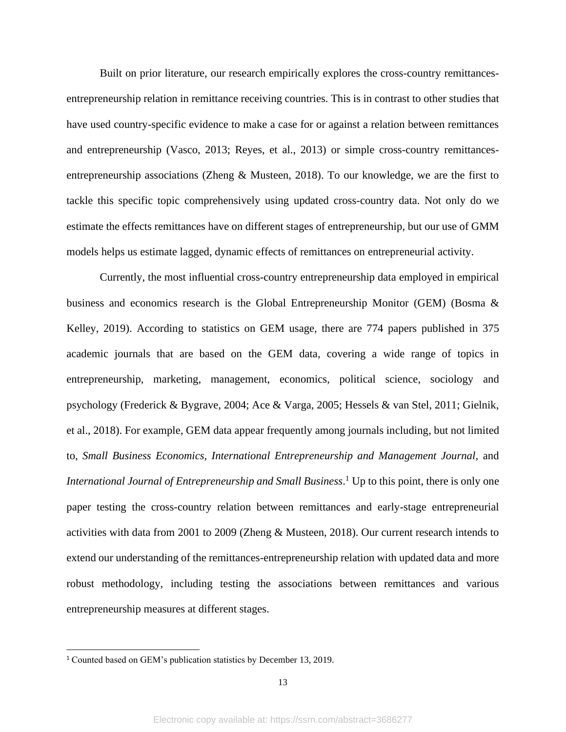Built on prior literature, our research empirically explores the cross-country remittances-entrepreneurship relation in remittance receiving countries. This is in contrast to other studies that have used country-specific evidence to make a case for or against a relation between remittances and entrepreneurship (Vasco, 2013; Reyes, et al., 2013) or simple cross-country remittances-entrepreneurship associations (Zheng & Musteen, 2018). To our knowledge, we are the first to tackle this specific topic comprehensively using updated cross-country data. Not only do we estimate the effects remittances have on different stages of entrepreneurship, but our use of GMM models helps us estimate lagged, dynamic effects of remittances on entrepreneurial activity.

Currently, the most influential cross-country entrepreneurship data employed in empirical business and economics research is the Global Entrepreneurship Monitor (GEM) (Bosma & Kelley, 2019). According to statistics on GEM usage, there are 774 papers published in 375 academic journals that are based on the GEM data, covering a wide range of topics in entrepreneurship, marketing, management, economics, political science, sociology and psychology (Frederick & Bygrave, 2004; Ace & Varga, 2005; Hessels & van Stel, 2011; Gielnik, et al., 2018). For example, GEM data appear frequently among journals including, but not limited to, *Small Business Economics*, *International Entrepreneurship and Management Journal*, and *International Journal of Entrepreneurship and Small Business*.[1] Up to this point, there is only one paper testing the cross-country relation between remittances and early-stage entrepreneurial activities with data from 2001 to 2009 (Zheng & Musteen, 2018). Our current research intends to extend our understanding of the remittances-entrepreneurship relation with updated data and more robust methodology, including testing the associations between remittances and various entrepreneurship measures at different stages.

[1] Counted based on GEM's publication statistics by December 13, 2019.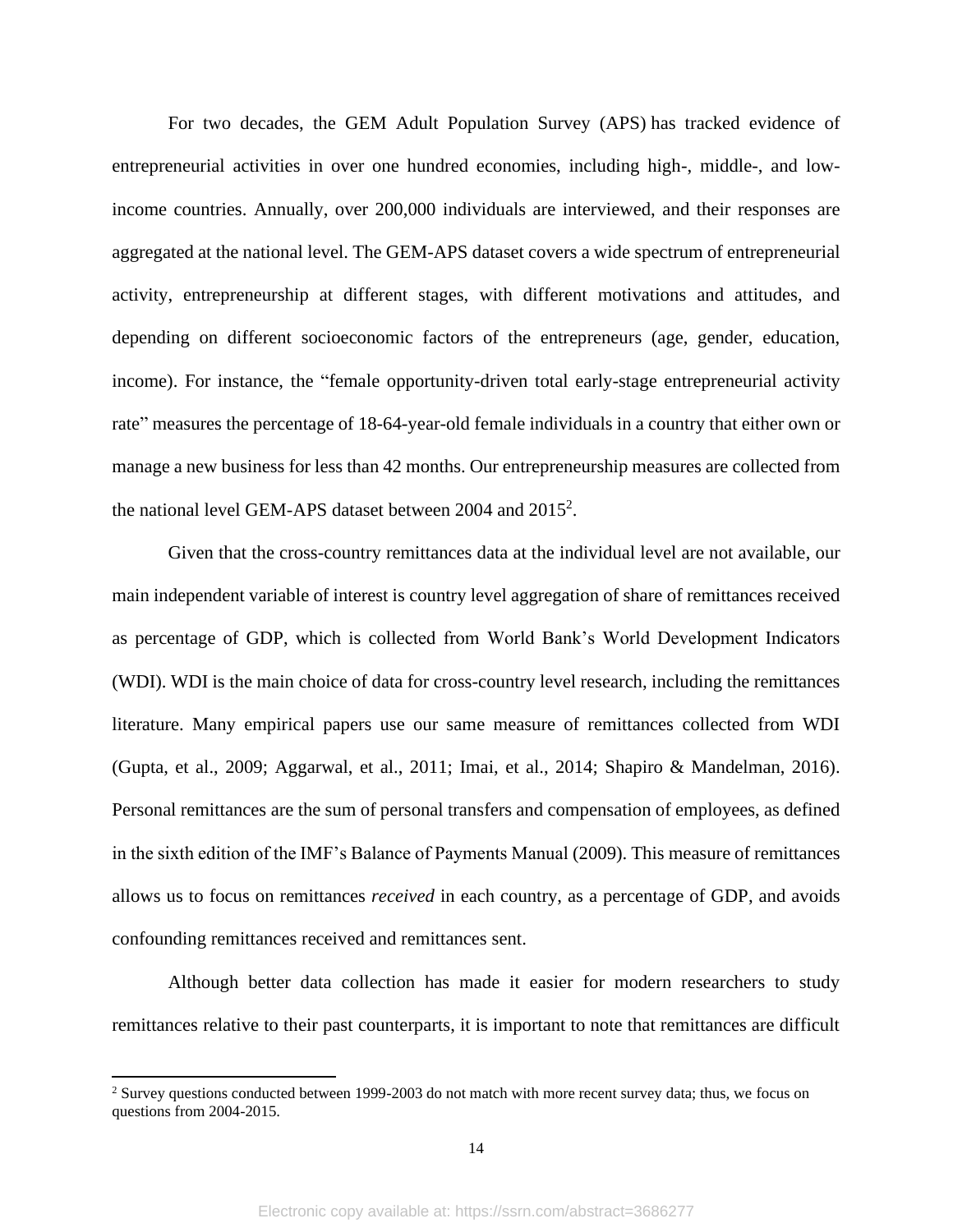For two decades, the GEM Adult Population Survey (APS) has tracked evidence of entrepreneurial activities in over one hundred economies, including high-, middle-, and low-income countries. Annually, over 200,000 individuals are interviewed, and their responses are aggregated at the national level. The GEM-APS dataset covers a wide spectrum of entrepreneurial activity, entrepreneurship at different stages, with different motivations and attitudes, and depending on different socioeconomic factors of the entrepreneurs (age, gender, education, income). For instance, the "female opportunity-driven total early-stage entrepreneurial activity rate" measures the percentage of 18-64-year-old female individuals in a country that either own or manage a new business for less than 42 months. Our entrepreneurship measures are collected from the national level GEM-APS dataset between 2004 and 2015[2].

Given that the cross-country remittances data at the individual level are not available, our main independent variable of interest is country level aggregation of share of remittances received as percentage of GDP, which is collected from World Bank's World Development Indicators (WDI). WDI is the main choice of data for cross-country level research, including the remittances literature. Many empirical papers use our same measure of remittances collected from WDI (Gupta, et al., 2009; Aggarwal, et al., 2011; Imai, et al., 2014; Shapiro & Mandelman, 2016). Personal remittances are the sum of personal transfers and compensation of employees, as defined in the sixth edition of the IMF's Balance of Payments Manual (2009). This measure of remittances allows us to focus on remittances *received* in each country, as a percentage of GDP, and avoids confounding remittances received and remittances sent.

Although better data collection has made it easier for modern researchers to study remittances relative to their past counterparts, it is important to note that remittances are difficult

[2] Survey questions conducted between 1999-2003 do not match with more recent survey data; thus, we focus on questions from 2004-2015.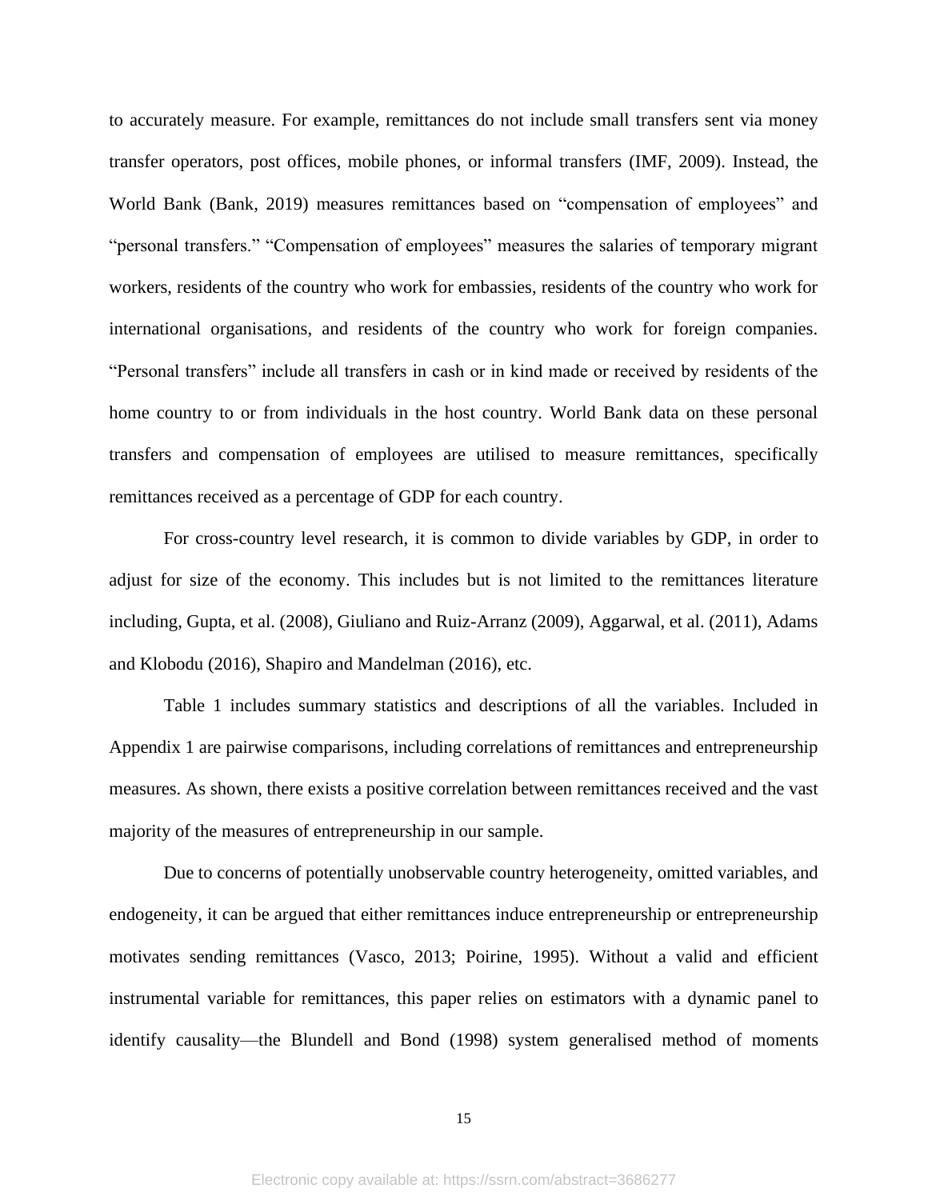to accurately measure. For example, remittances do not include small transfers sent via money transfer operators, post offices, mobile phones, or informal transfers (IMF, 2009). Instead, the World Bank (Bank, 2019) measures remittances based on "compensation of employees" and "personal transfers." "Compensation of employees" measures the salaries of temporary migrant workers, residents of the country who work for embassies, residents of the country who work for international organisations, and residents of the country who work for foreign companies. "Personal transfers" include all transfers in cash or in kind made or received by residents of the home country to or from individuals in the host country. World Bank data on these personal transfers and compensation of employees are utilised to measure remittances, specifically remittances received as a percentage of GDP for each country.

For cross-country level research, it is common to divide variables by GDP, in order to adjust for size of the economy. This includes but is not limited to the remittances literature including, Gupta, et al. (2008), Giuliano and Ruiz-Arranz (2009), Aggarwal, et al. (2011), Adams and Klobodu (2016), Shapiro and Mandelman (2016), etc.

Table 1 includes summary statistics and descriptions of all the variables. Included in Appendix 1 are pairwise comparisons, including correlations of remittances and entrepreneurship measures. As shown, there exists a positive correlation between remittances received and the vast majority of the measures of entrepreneurship in our sample.

Due to concerns of potentially unobservable country heterogeneity, omitted variables, and endogeneity, it can be argued that either remittances induce entrepreneurship or entrepreneurship motivates sending remittances (Vasco, 2013; Poirine, 1995). Without a valid and efficient instrumental variable for remittances, this paper relies on estimators with a dynamic panel to identify causality—the Blundell and Bond (1998) system generalised method of moments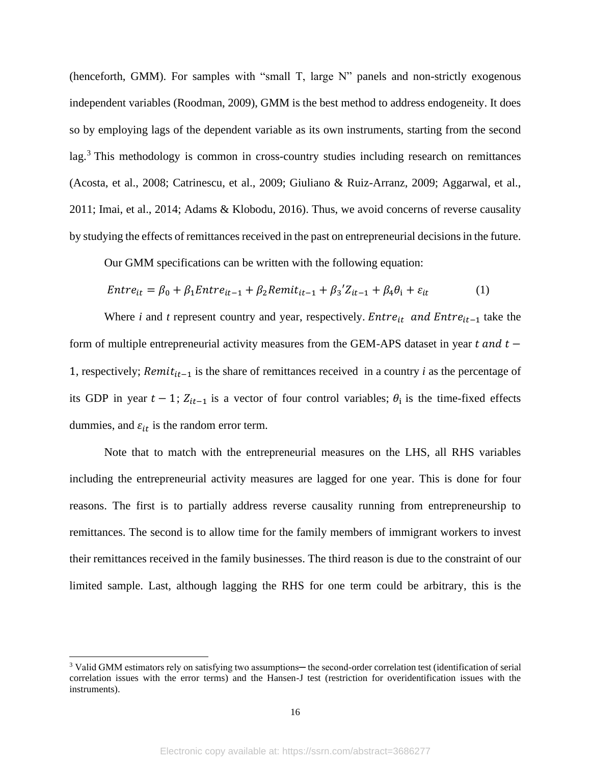(henceforth, GMM). For samples with "small T, large N" panels and non-strictly exogenous independent variables (Roodman, 2009), GMM is the best method to address endogeneity. It does so by employing lags of the dependent variable as its own instruments, starting from the second lag.[3] This methodology is common in cross-country studies including research on remittances (Acosta, et al., 2008; Catrinescu, et al., 2009; Giuliano & Ruiz-Arranz, 2009; Aggarwal, et al., 2011; Imai, et al., 2014; Adams & Klobodu, 2016). Thus, we avoid concerns of reverse causality by studying the effects of remittances received in the past on entrepreneurial decisions in the future.

Our GMM specifications can be written with the following equation:

$$Entre_{it} = \beta_0 + \beta_1 Entre_{it-1} + \beta_2 Remit_{it-1} + \beta_3{}' Z_{it-1} + \beta_4 \theta_{\text{i}} + \varepsilon_{it} \tag{1}$$

Where *i* and *t* represent country and year, respectively. $Entre_{it}$ *and* $Entre_{it-1}$ take the form of multiple entrepreneurial activity measures from the GEM-APS dataset in year $t$ *and* $t-1$, respectively; $Remit_{it-1}$ is the share of remittances received in a country *i* as the percentage of its GDP in year $t-1$; $Z_{it-1}$ is a vector of four control variables; $\theta_{\text{i}}$ is the time-fixed effects dummies, and $\varepsilon_{it}$ is the random error term.

Note that to match with the entrepreneurial measures on the LHS, all RHS variables including the entrepreneurial activity measures are lagged for one year. This is done for four reasons. The first is to partially address reverse causality running from entrepreneurship to remittances. The second is to allow time for the family members of immigrant workers to invest their remittances received in the family businesses. The third reason is due to the constraint of our limited sample. Last, although lagging the RHS for one term could be arbitrary, this is the

[3] Valid GMM estimators rely on satisfying two assumptions─ the second-order correlation test (identification of serial correlation issues with the error terms) and the Hansen-J test (restriction for overidentification issues with the instruments).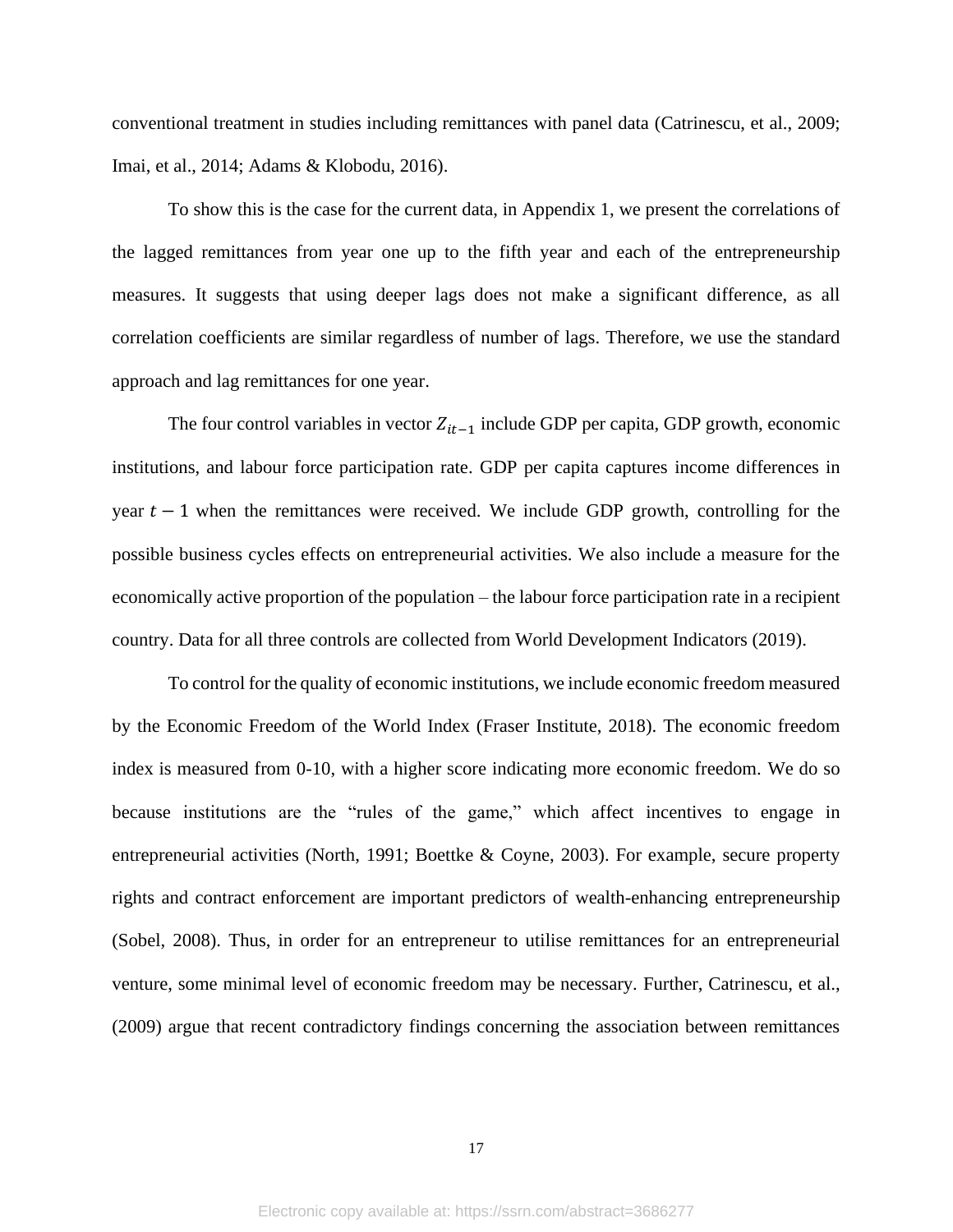conventional treatment in studies including remittances with panel data (Catrinescu, et al., 2009; Imai, et al., 2014; Adams & Klobodu, 2016).

To show this is the case for the current data, in Appendix 1, we present the correlations of the lagged remittances from year one up to the fifth year and each of the entrepreneurship measures. It suggests that using deeper lags does not make a significant difference, as all correlation coefficients are similar regardless of number of lags. Therefore, we use the standard approach and lag remittances for one year.

The four control variables in vector $Z_{it-1}$ include GDP per capita, GDP growth, economic institutions, and labour force participation rate. GDP per capita captures income differences in year $t-1$ when the remittances were received. We include GDP growth, controlling for the possible business cycles effects on entrepreneurial activities. We also include a measure for the economically active proportion of the population – the labour force participation rate in a recipient country. Data for all three controls are collected from World Development Indicators (2019).

To control for the quality of economic institutions, we include economic freedom measured by the Economic Freedom of the World Index (Fraser Institute, 2018). The economic freedom index is measured from 0-10, with a higher score indicating more economic freedom. We do so because institutions are the "rules of the game," which affect incentives to engage in entrepreneurial activities (North, 1991; Boettke & Coyne, 2003). For example, secure property rights and contract enforcement are important predictors of wealth-enhancing entrepreneurship (Sobel, 2008). Thus, in order for an entrepreneur to utilise remittances for an entrepreneurial venture, some minimal level of economic freedom may be necessary. Further, Catrinescu, et al., (2009) argue that recent contradictory findings concerning the association between remittances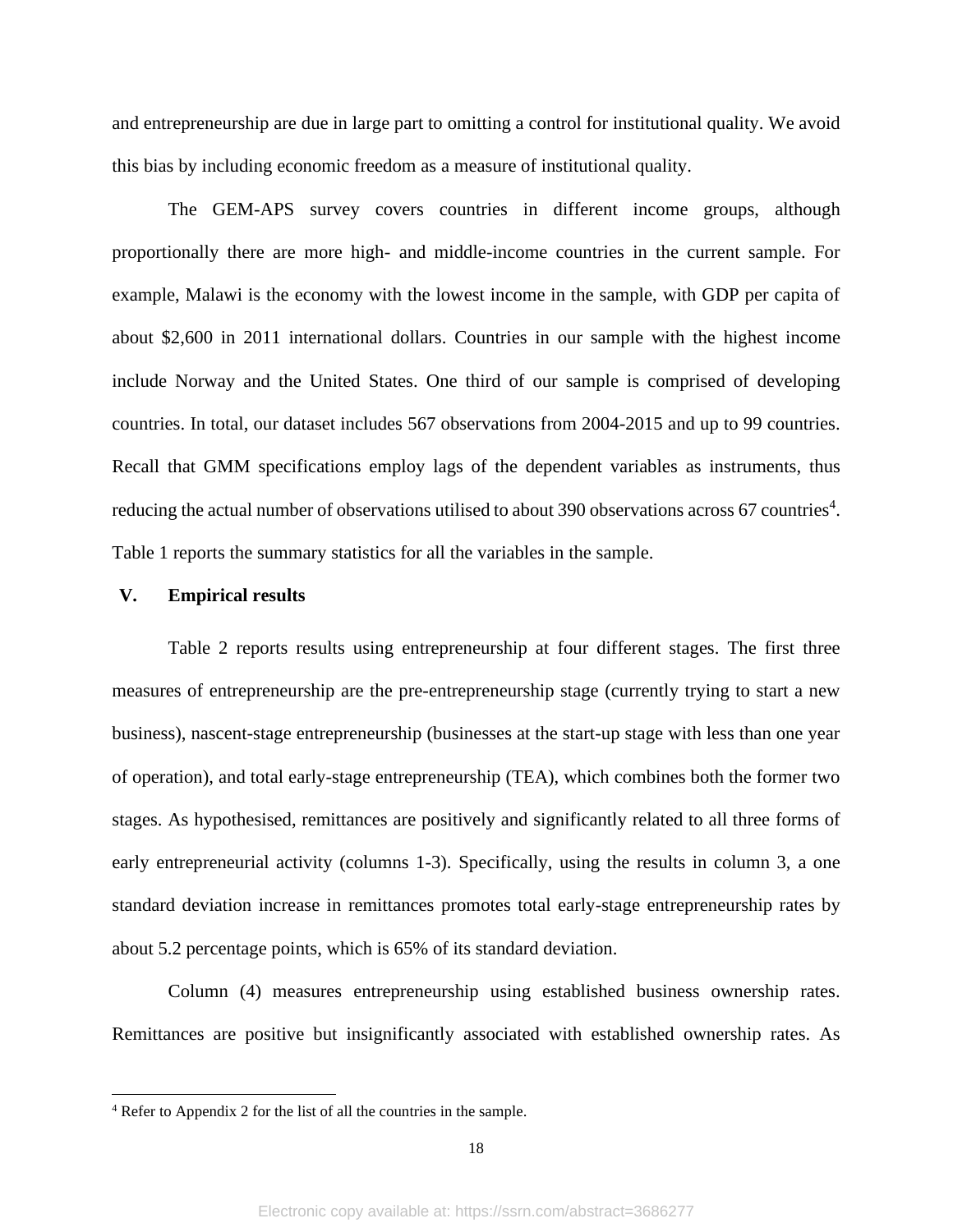and entrepreneurship are due in large part to omitting a control for institutional quality. We avoid this bias by including economic freedom as a measure of institutional quality.

The GEM-APS survey covers countries in different income groups, although proportionally there are more high- and middle-income countries in the current sample. For example, Malawi is the economy with the lowest income in the sample, with GDP per capita of about $2,600 in 2011 international dollars. Countries in our sample with the highest income include Norway and the United States. One third of our sample is comprised of developing countries. In total, our dataset includes 567 observations from 2004-2015 and up to 99 countries. Recall that GMM specifications employ lags of the dependent variables as instruments, thus reducing the actual number of observations utilised to about 390 observations across 67 countries[4]. Table 1 reports the summary statistics for all the variables in the sample.

## V. Empirical results

Table 2 reports results using entrepreneurship at four different stages. The first three measures of entrepreneurship are the pre-entrepreneurship stage (currently trying to start a new business), nascent-stage entrepreneurship (businesses at the start-up stage with less than one year of operation), and total early-stage entrepreneurship (TEA), which combines both the former two stages. As hypothesised, remittances are positively and significantly related to all three forms of early entrepreneurial activity (columns 1-3). Specifically, using the results in column 3, a one standard deviation increase in remittances promotes total early-stage entrepreneurship rates by about 5.2 percentage points, which is 65% of its standard deviation.

Column (4) measures entrepreneurship using established business ownership rates. Remittances are positive but insignificantly associated with established ownership rates. As

[4] Refer to Appendix 2 for the list of all the countries in the sample.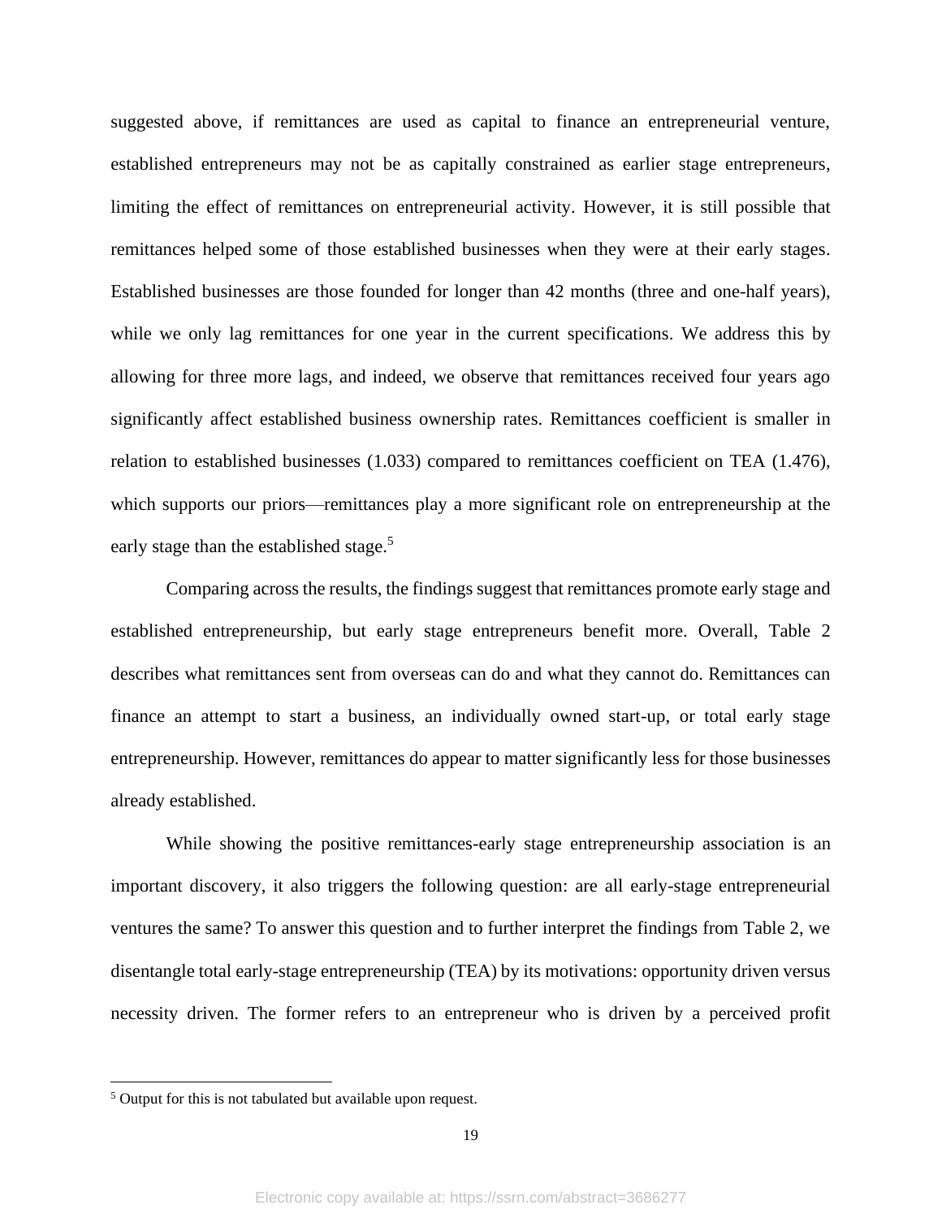suggested above, if remittances are used as capital to finance an entrepreneurial venture, established entrepreneurs may not be as capitally constrained as earlier stage entrepreneurs, limiting the effect of remittances on entrepreneurial activity. However, it is still possible that remittances helped some of those established businesses when they were at their early stages. Established businesses are those founded for longer than 42 months (three and one-half years), while we only lag remittances for one year in the current specifications. We address this by allowing for three more lags, and indeed, we observe that remittances received four years ago significantly affect established business ownership rates. Remittances coefficient is smaller in relation to established businesses (1.033) compared to remittances coefficient on TEA (1.476), which supports our priors—remittances play a more significant role on entrepreneurship at the early stage than the established stage.[5]

Comparing across the results, the findings suggest that remittances promote early stage and established entrepreneurship, but early stage entrepreneurs benefit more. Overall, Table 2 describes what remittances sent from overseas can do and what they cannot do. Remittances can finance an attempt to start a business, an individually owned start-up, or total early stage entrepreneurship. However, remittances do appear to matter significantly less for those businesses already established.

While showing the positive remittances-early stage entrepreneurship association is an important discovery, it also triggers the following question: are all early-stage entrepreneurial ventures the same? To answer this question and to further interpret the findings from Table 2, we disentangle total early-stage entrepreneurship (TEA) by its motivations: opportunity driven versus necessity driven. The former refers to an entrepreneur who is driven by a perceived profit

---

[5] Output for this is not tabulated but available upon request.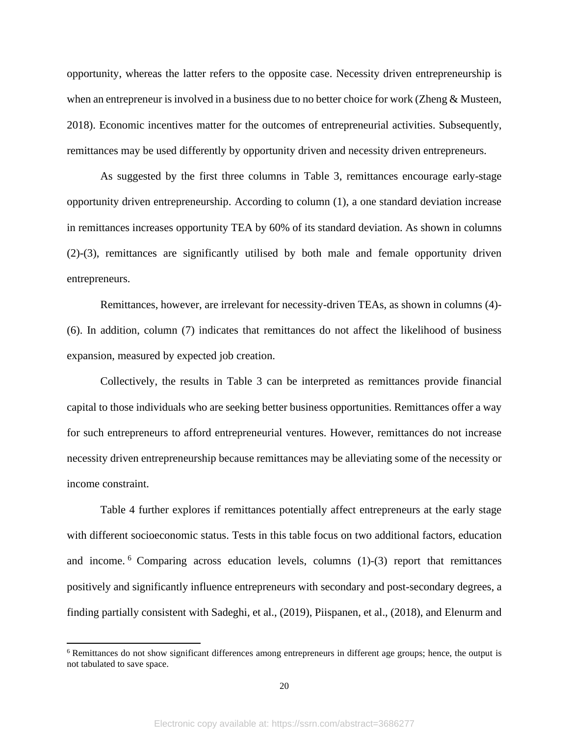opportunity, whereas the latter refers to the opposite case. Necessity driven entrepreneurship is when an entrepreneur is involved in a business due to no better choice for work (Zheng & Musteen, 2018). Economic incentives matter for the outcomes of entrepreneurial activities. Subsequently, remittances may be used differently by opportunity driven and necessity driven entrepreneurs.

As suggested by the first three columns in Table 3, remittances encourage early-stage opportunity driven entrepreneurship. According to column (1), a one standard deviation increase in remittances increases opportunity TEA by 60% of its standard deviation. As shown in columns (2)-(3), remittances are significantly utilised by both male and female opportunity driven entrepreneurs.

Remittances, however, are irrelevant for necessity-driven TEAs, as shown in columns (4)-(6). In addition, column (7) indicates that remittances do not affect the likelihood of business expansion, measured by expected job creation.

Collectively, the results in Table 3 can be interpreted as remittances provide financial capital to those individuals who are seeking better business opportunities. Remittances offer a way for such entrepreneurs to afford entrepreneurial ventures. However, remittances do not increase necessity driven entrepreneurship because remittances may be alleviating some of the necessity or income constraint.

Table 4 further explores if remittances potentially affect entrepreneurs at the early stage with different socioeconomic status. Tests in this table focus on two additional factors, education and income.[6] Comparing across education levels, columns (1)-(3) report that remittances positively and significantly influence entrepreneurs with secondary and post-secondary degrees, a finding partially consistent with Sadeghi, et al., (2019), Piispanen, et al., (2018), and Elenurm and

[6] Remittances do not show significant differences among entrepreneurs in different age groups; hence, the output is not tabulated to save space.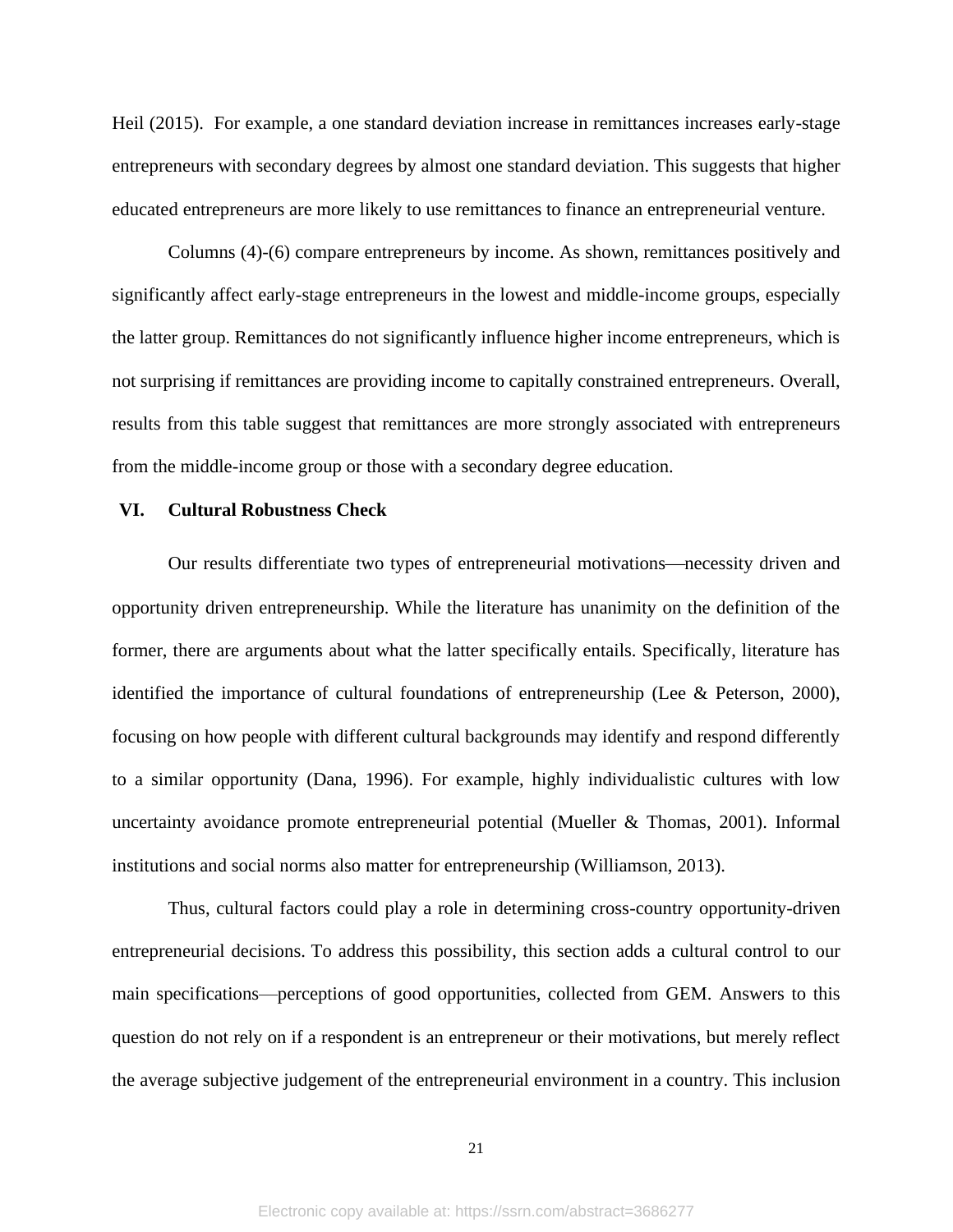Heil (2015). For example, a one standard deviation increase in remittances increases early-stage entrepreneurs with secondary degrees by almost one standard deviation. This suggests that higher educated entrepreneurs are more likely to use remittances to finance an entrepreneurial venture.

Columns (4)-(6) compare entrepreneurs by income. As shown, remittances positively and significantly affect early-stage entrepreneurs in the lowest and middle-income groups, especially the latter group. Remittances do not significantly influence higher income entrepreneurs, which is not surprising if remittances are providing income to capitally constrained entrepreneurs. Overall, results from this table suggest that remittances are more strongly associated with entrepreneurs from the middle-income group or those with a secondary degree education.

## VI. Cultural Robustness Check

Our results differentiate two types of entrepreneurial motivations—necessity driven and opportunity driven entrepreneurship. While the literature has unanimity on the definition of the former, there are arguments about what the latter specifically entails. Specifically, literature has identified the importance of cultural foundations of entrepreneurship (Lee & Peterson, 2000), focusing on how people with different cultural backgrounds may identify and respond differently to a similar opportunity (Dana, 1996). For example, highly individualistic cultures with low uncertainty avoidance promote entrepreneurial potential (Mueller & Thomas, 2001). Informal institutions and social norms also matter for entrepreneurship (Williamson, 2013).

Thus, cultural factors could play a role in determining cross-country opportunity-driven entrepreneurial decisions. To address this possibility, this section adds a cultural control to our main specifications—perceptions of good opportunities, collected from GEM. Answers to this question do not rely on if a respondent is an entrepreneur or their motivations, but merely reflect the average subjective judgement of the entrepreneurial environment in a country. This inclusion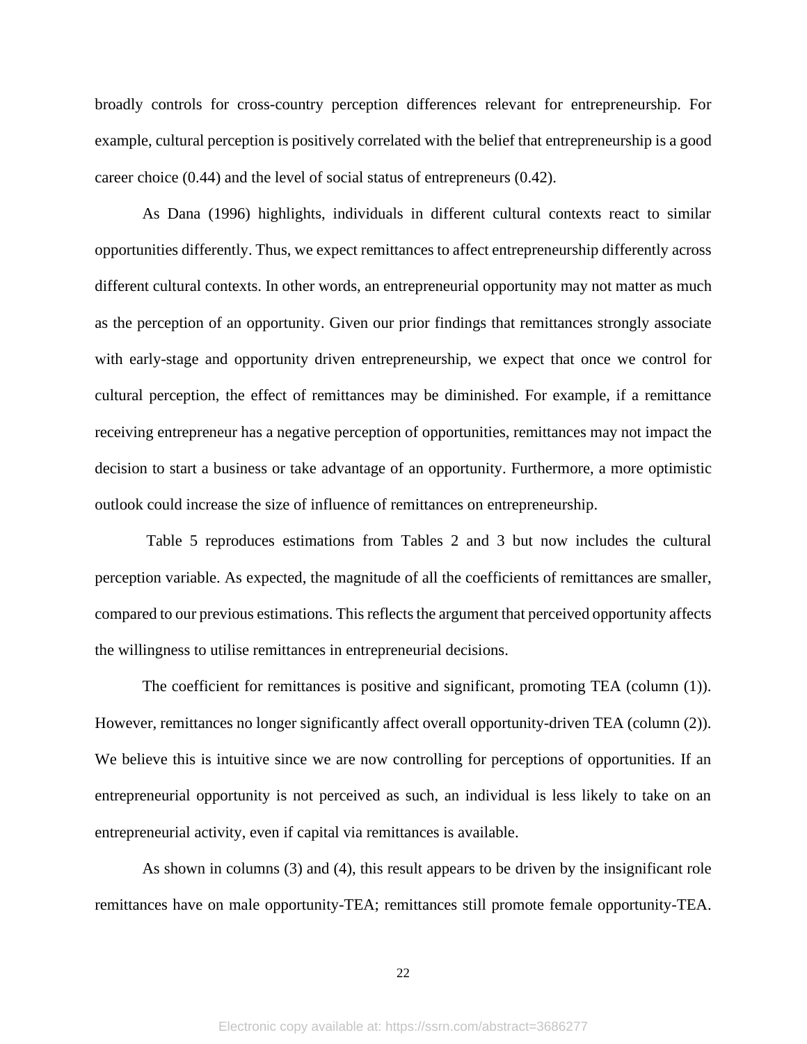broadly controls for cross-country perception differences relevant for entrepreneurship. For example, cultural perception is positively correlated with the belief that entrepreneurship is a good career choice (0.44) and the level of social status of entrepreneurs (0.42).

As Dana (1996) highlights, individuals in different cultural contexts react to similar opportunities differently. Thus, we expect remittances to affect entrepreneurship differently across different cultural contexts. In other words, an entrepreneurial opportunity may not matter as much as the perception of an opportunity. Given our prior findings that remittances strongly associate with early-stage and opportunity driven entrepreneurship, we expect that once we control for cultural perception, the effect of remittances may be diminished. For example, if a remittance receiving entrepreneur has a negative perception of opportunities, remittances may not impact the decision to start a business or take advantage of an opportunity. Furthermore, a more optimistic outlook could increase the size of influence of remittances on entrepreneurship.

Table 5 reproduces estimations from Tables 2 and 3 but now includes the cultural perception variable. As expected, the magnitude of all the coefficients of remittances are smaller, compared to our previous estimations. This reflects the argument that perceived opportunity affects the willingness to utilise remittances in entrepreneurial decisions.

The coefficient for remittances is positive and significant, promoting TEA (column (1)). However, remittances no longer significantly affect overall opportunity-driven TEA (column (2)). We believe this is intuitive since we are now controlling for perceptions of opportunities. If an entrepreneurial opportunity is not perceived as such, an individual is less likely to take on an entrepreneurial activity, even if capital via remittances is available.

As shown in columns (3) and (4), this result appears to be driven by the insignificant role remittances have on male opportunity-TEA; remittances still promote female opportunity-TEA.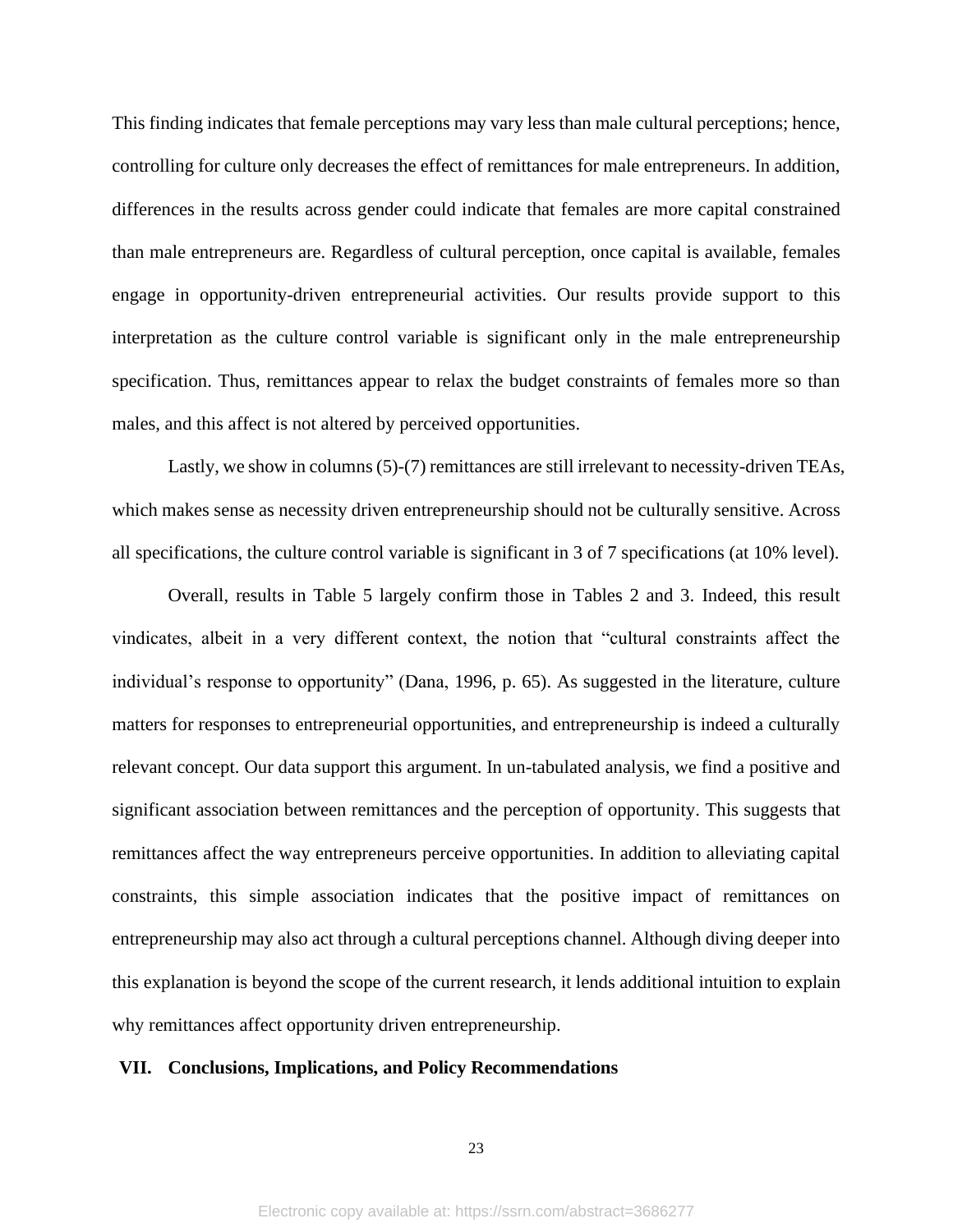This finding indicates that female perceptions may vary less than male cultural perceptions; hence, controlling for culture only decreases the effect of remittances for male entrepreneurs. In addition, differences in the results across gender could indicate that females are more capital constrained than male entrepreneurs are. Regardless of cultural perception, once capital is available, females engage in opportunity-driven entrepreneurial activities. Our results provide support to this interpretation as the culture control variable is significant only in the male entrepreneurship specification. Thus, remittances appear to relax the budget constraints of females more so than males, and this affect is not altered by perceived opportunities.

Lastly, we show in columns (5)-(7) remittances are still irrelevant to necessity-driven TEAs, which makes sense as necessity driven entrepreneurship should not be culturally sensitive. Across all specifications, the culture control variable is significant in 3 of 7 specifications (at 10% level).

Overall, results in Table 5 largely confirm those in Tables 2 and 3. Indeed, this result vindicates, albeit in a very different context, the notion that "cultural constraints affect the individual's response to opportunity" (Dana, 1996, p. 65). As suggested in the literature, culture matters for responses to entrepreneurial opportunities, and entrepreneurship is indeed a culturally relevant concept. Our data support this argument. In un-tabulated analysis, we find a positive and significant association between remittances and the perception of opportunity. This suggests that remittances affect the way entrepreneurs perceive opportunities. In addition to alleviating capital constraints, this simple association indicates that the positive impact of remittances on entrepreneurship may also act through a cultural perceptions channel. Although diving deeper into this explanation is beyond the scope of the current research, it lends additional intuition to explain why remittances affect opportunity driven entrepreneurship.

## VII. Conclusions, Implications, and Policy Recommendations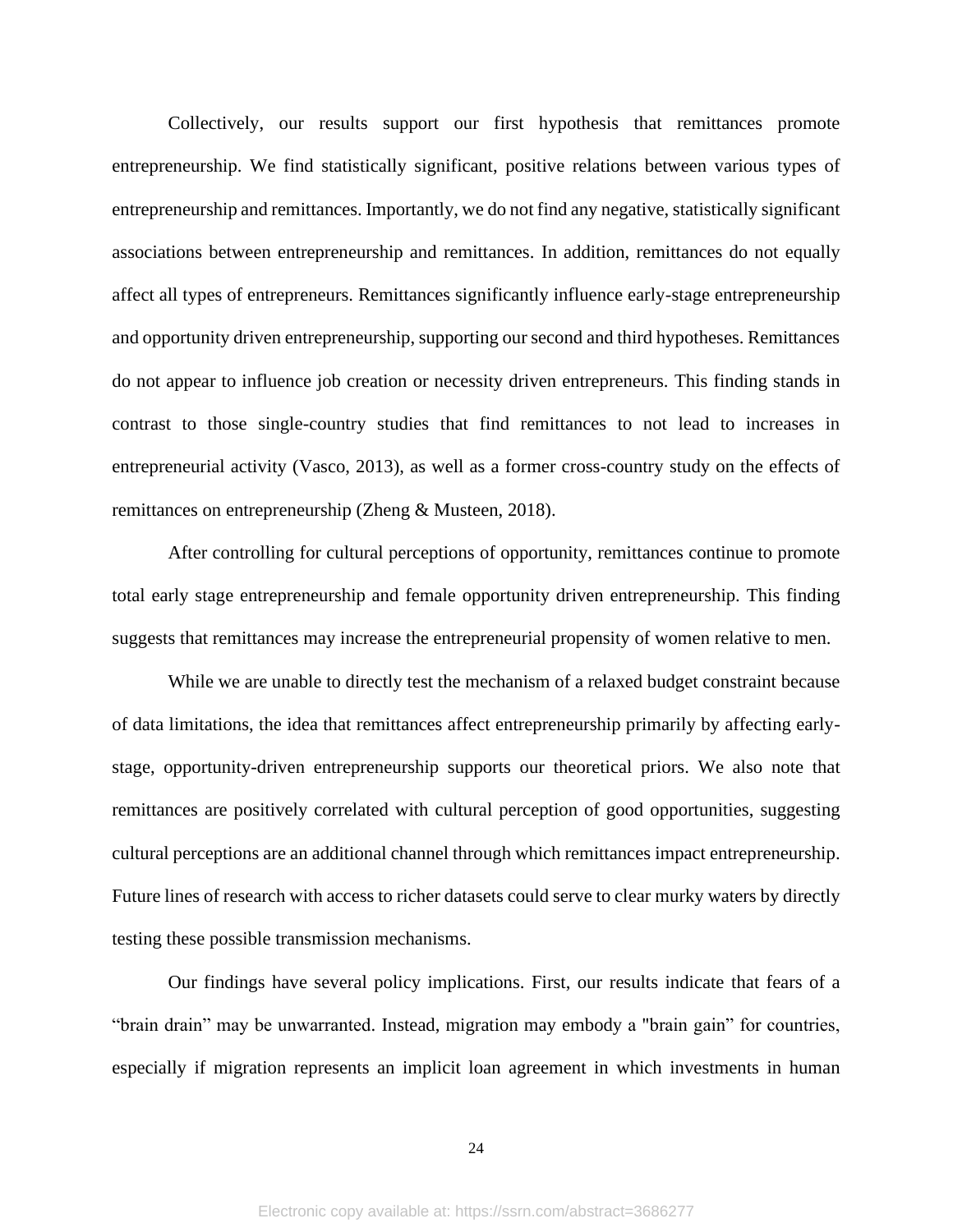Collectively, our results support our first hypothesis that remittances promote entrepreneurship. We find statistically significant, positive relations between various types of entrepreneurship and remittances. Importantly, we do not find any negative, statistically significant associations between entrepreneurship and remittances. In addition, remittances do not equally affect all types of entrepreneurs. Remittances significantly influence early-stage entrepreneurship and opportunity driven entrepreneurship, supporting our second and third hypotheses. Remittances do not appear to influence job creation or necessity driven entrepreneurs. This finding stands in contrast to those single-country studies that find remittances to not lead to increases in entrepreneurial activity (Vasco, 2013), as well as a former cross-country study on the effects of remittances on entrepreneurship (Zheng & Musteen, 2018).

After controlling for cultural perceptions of opportunity, remittances continue to promote total early stage entrepreneurship and female opportunity driven entrepreneurship. This finding suggests that remittances may increase the entrepreneurial propensity of women relative to men.

While we are unable to directly test the mechanism of a relaxed budget constraint because of data limitations, the idea that remittances affect entrepreneurship primarily by affecting early-stage, opportunity-driven entrepreneurship supports our theoretical priors. We also note that remittances are positively correlated with cultural perception of good opportunities, suggesting cultural perceptions are an additional channel through which remittances impact entrepreneurship. Future lines of research with access to richer datasets could serve to clear murky waters by directly testing these possible transmission mechanisms.

Our findings have several policy implications. First, our results indicate that fears of a "brain drain" may be unwarranted. Instead, migration may embody a "brain gain" for countries, especially if migration represents an implicit loan agreement in which investments in human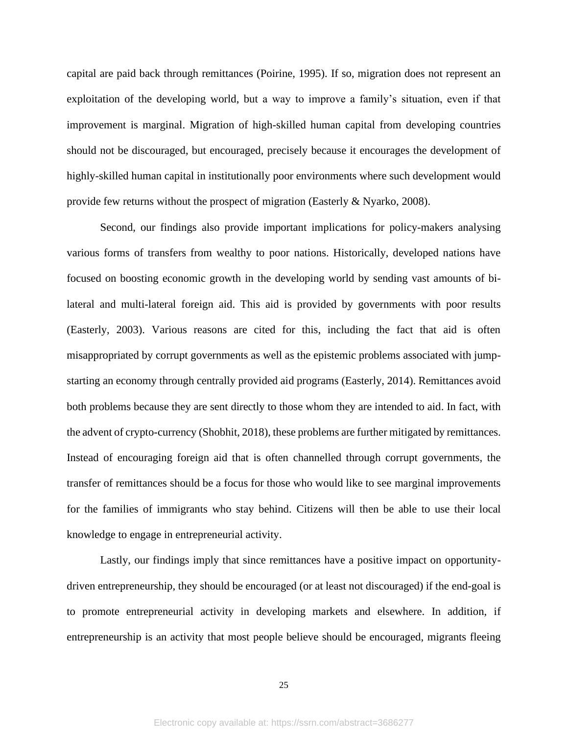capital are paid back through remittances (Poirine, 1995). If so, migration does not represent an exploitation of the developing world, but a way to improve a family's situation, even if that improvement is marginal. Migration of high-skilled human capital from developing countries should not be discouraged, but encouraged, precisely because it encourages the development of highly-skilled human capital in institutionally poor environments where such development would provide few returns without the prospect of migration (Easterly & Nyarko, 2008).

Second, our findings also provide important implications for policy-makers analysing various forms of transfers from wealthy to poor nations. Historically, developed nations have focused on boosting economic growth in the developing world by sending vast amounts of bi-lateral and multi-lateral foreign aid. This aid is provided by governments with poor results (Easterly, 2003). Various reasons are cited for this, including the fact that aid is often misappropriated by corrupt governments as well as the epistemic problems associated with jump-starting an economy through centrally provided aid programs (Easterly, 2014). Remittances avoid both problems because they are sent directly to those whom they are intended to aid. In fact, with the advent of crypto-currency (Shobhit, 2018), these problems are further mitigated by remittances. Instead of encouraging foreign aid that is often channelled through corrupt governments, the transfer of remittances should be a focus for those who would like to see marginal improvements for the families of immigrants who stay behind. Citizens will then be able to use their local knowledge to engage in entrepreneurial activity.

Lastly, our findings imply that since remittances have a positive impact on opportunity-driven entrepreneurship, they should be encouraged (or at least not discouraged) if the end-goal is to promote entrepreneurial activity in developing markets and elsewhere. In addition, if entrepreneurship is an activity that most people believe should be encouraged, migrants fleeing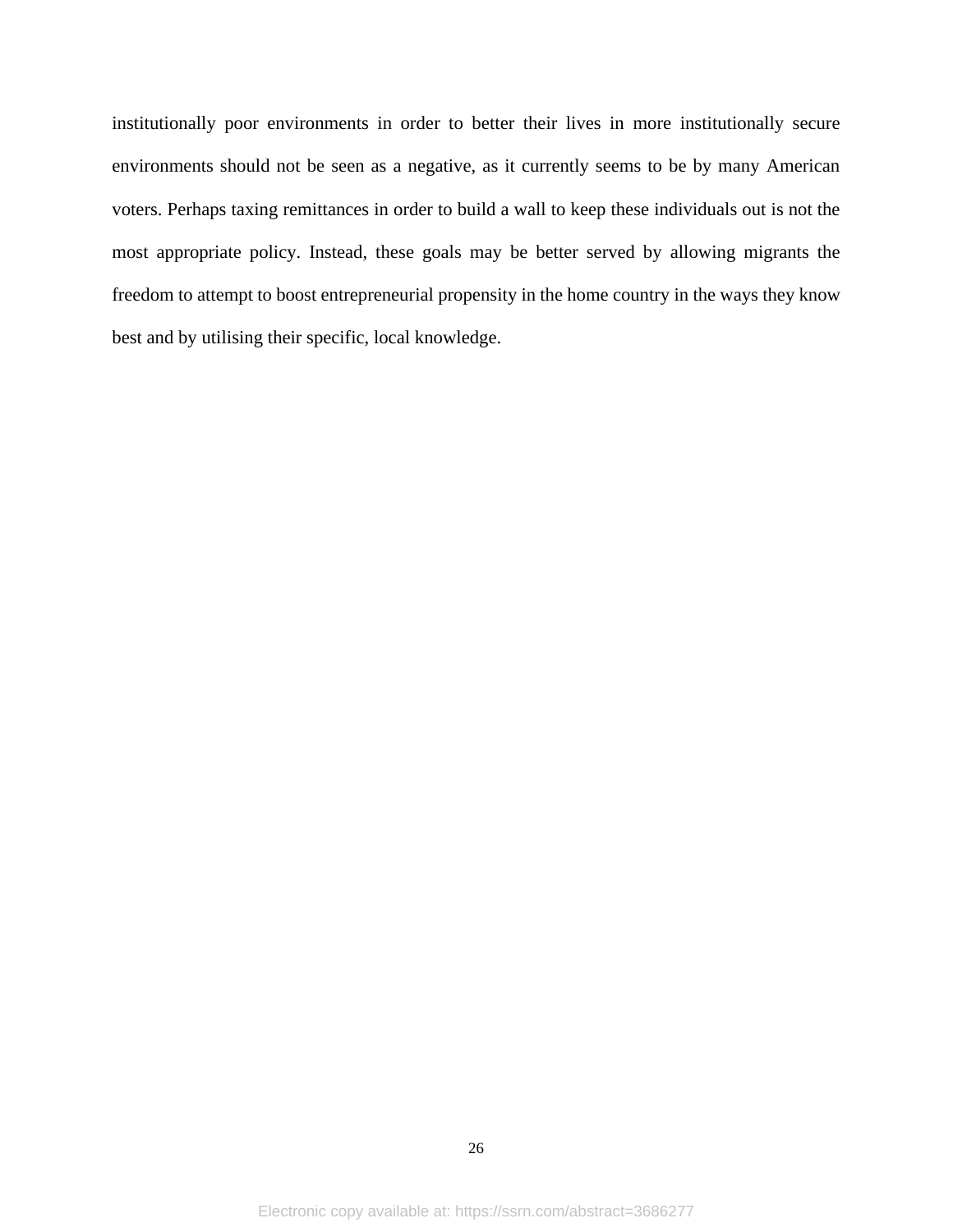institutionally poor environments in order to better their lives in more institutionally secure environments should not be seen as a negative, as it currently seems to be by many American voters. Perhaps taxing remittances in order to build a wall to keep these individuals out is not the most appropriate policy. Instead, these goals may be better served by allowing migrants the freedom to attempt to boost entrepreneurial propensity in the home country in the ways they know best and by utilising their specific, local knowledge.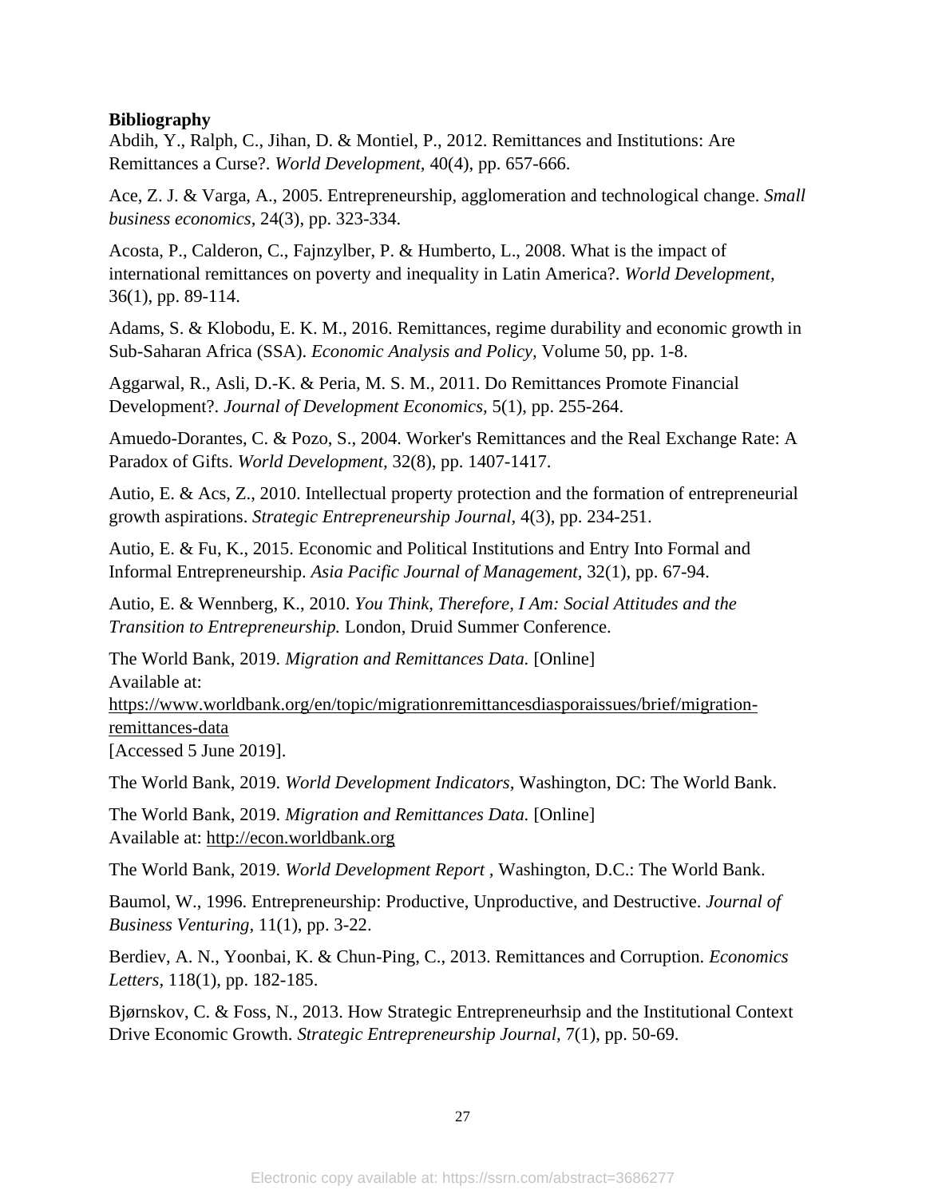**Bibliography**

Abdih, Y., Ralph, C., Jihan, D. & Montiel, P., 2012. Remittances and Institutions: Are Remittances a Curse?. *World Development*, 40(4), pp. 657-666.

Ace, Z. J. & Varga, A., 2005. Entrepreneurship, agglomeration and technological change. *Small business economics*, 24(3), pp. 323-334.

Acosta, P., Calderon, C., Fajnzylber, P. & Humberto, L., 2008. What is the impact of international remittances on poverty and inequality in Latin America?. *World Development*, 36(1), pp. 89-114.

Adams, S. & Klobodu, E. K. M., 2016. Remittances, regime durability and economic growth in Sub-Saharan Africa (SSA). *Economic Analysis and Policy*, Volume 50, pp. 1-8.

Aggarwal, R., Asli, D.-K. & Peria, M. S. M., 2011. Do Remittances Promote Financial Development?. *Journal of Development Economics*, 5(1), pp. 255-264.

Amuedo-Dorantes, C. & Pozo, S., 2004. Worker's Remittances and the Real Exchange Rate: A Paradox of Gifts. *World Development*, 32(8), pp. 1407-1417.

Autio, E. & Acs, Z., 2010. Intellectual property protection and the formation of entrepreneurial growth aspirations. *Strategic Entrepreneurship Journal*, 4(3), pp. 234-251.

Autio, E. & Fu, K., 2015. Economic and Political Institutions and Entry Into Formal and Informal Entrepreneurship. *Asia Pacific Journal of Management*, 32(1), pp. 67-94.

Autio, E. & Wennberg, K., 2010. *You Think, Therefore, I Am: Social Attitudes and the Transition to Entrepreneurship.* London, Druid Summer Conference.

The World Bank, 2019. *Migration and Remittances Data.* [Online]
Available at:
https://www.worldbank.org/en/topic/migrationremittancesdiasporaissues/brief/migration-remittances-data
[Accessed 5 June 2019].

The World Bank, 2019. *World Development Indicators*, Washington, DC: The World Bank.

The World Bank, 2019. *Migration and Remittances Data.* [Online]
Available at: http://econ.worldbank.org

The World Bank, 2019. *World Development Report* , Washington, D.C.: The World Bank.

Baumol, W., 1996. Entrepreneurship: Productive, Unproductive, and Destructive. *Journal of Business Venturing*, 11(1), pp. 3-22.

Berdiev, A. N., Yoonbai, K. & Chun-Ping, C., 2013. Remittances and Corruption. *Economics Letters*, 118(1), pp. 182-185.

Bjørnskov, C. & Foss, N., 2013. How Strategic Entrepreneurhsip and the Institutional Context Drive Economic Growth. *Strategic Entrepreneurship Journal*, 7(1), pp. 50-69.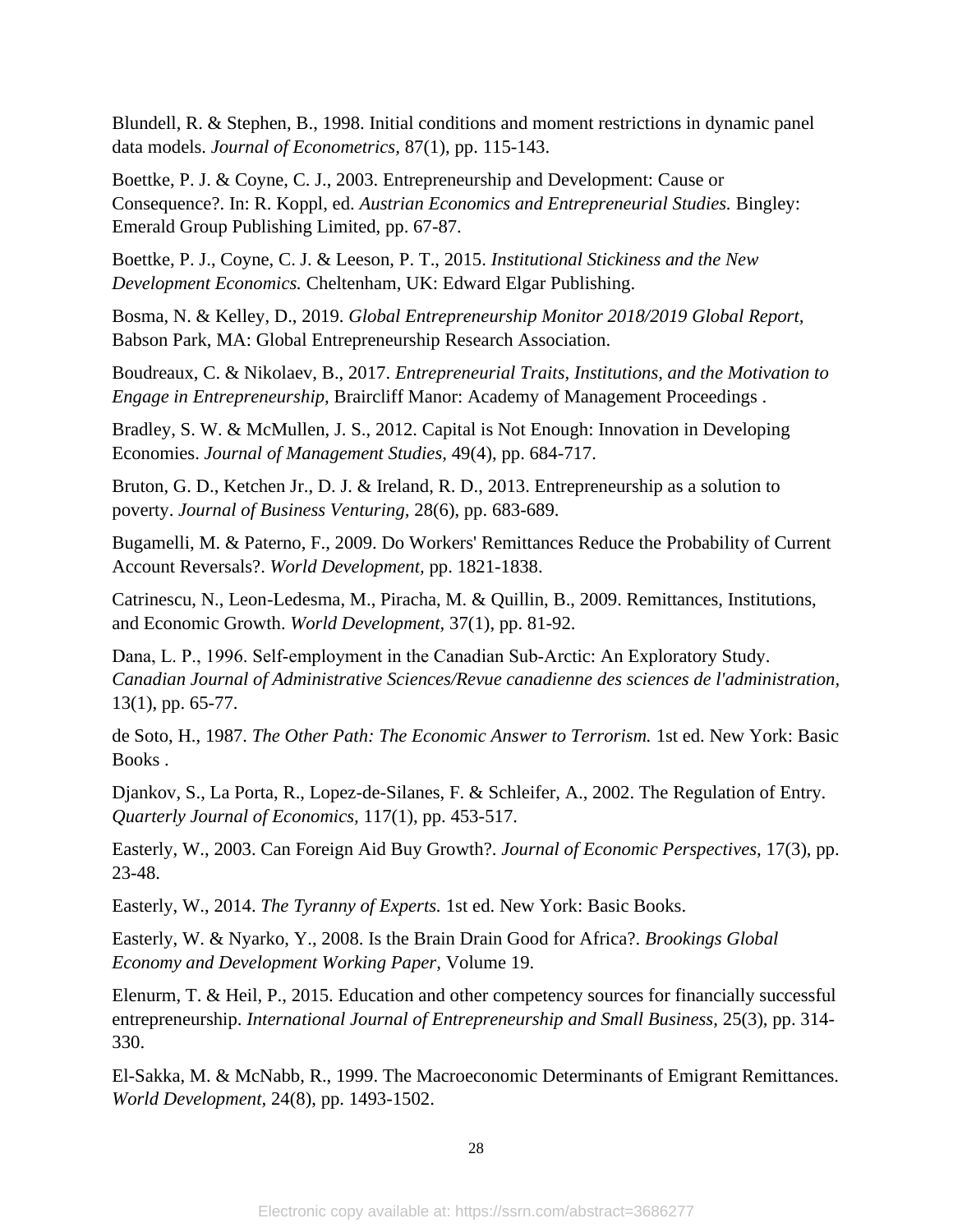Blundell, R. & Stephen, B., 1998. Initial conditions and moment restrictions in dynamic panel data models. *Journal of Econometrics,* 87(1), pp. 115-143.

Boettke, P. J. & Coyne, C. J., 2003. Entrepreneurship and Development: Cause or Consequence?. In: R. Koppl, ed. *Austrian Economics and Entrepreneurial Studies.* Bingley: Emerald Group Publishing Limited, pp. 67-87.

Boettke, P. J., Coyne, C. J. & Leeson, P. T., 2015. *Institutional Stickiness and the New Development Economics.* Cheltenham, UK: Edward Elgar Publishing.

Bosma, N. & Kelley, D., 2019. *Global Entrepreneurship Monitor 2018/2019 Global Report,* Babson Park, MA: Global Entrepreneurship Research Association.

Boudreaux, C. & Nikolaev, B., 2017. *Entrepreneurial Traits, Institutions, and the Motivation to Engage in Entrepreneurship,* Braircliff Manor: Academy of Management Proceedings .

Bradley, S. W. & McMullen, J. S., 2012. Capital is Not Enough: Innovation in Developing Economies. *Journal of Management Studies,* 49(4), pp. 684-717.

Bruton, G. D., Ketchen Jr., D. J. & Ireland, R. D., 2013. Entrepreneurship as a solution to poverty. *Journal of Business Venturing,* 28(6), pp. 683-689.

Bugamelli, M. & Paterno, F., 2009. Do Workers' Remittances Reduce the Probability of Current Account Reversals?. *World Development,* pp. 1821-1838.

Catrinescu, N., Leon-Ledesma, M., Piracha, M. & Quillin, B., 2009. Remittances, Institutions, and Economic Growth. *World Development,* 37(1), pp. 81-92.

Dana, L. P., 1996. Self-employment in the Canadian Sub-Arctic: An Exploratory Study. *Canadian Journal of Administrative Sciences/Revue canadienne des sciences de l'administration,* 13(1), pp. 65-77.

de Soto, H., 1987. *The Other Path: The Economic Answer to Terrorism.* 1st ed. New York: Basic Books .

Djankov, S., La Porta, R., Lopez-de-Silanes, F. & Schleifer, A., 2002. The Regulation of Entry. *Quarterly Journal of Economics,* 117(1), pp. 453-517.

Easterly, W., 2003. Can Foreign Aid Buy Growth?. *Journal of Economic Perspectives,* 17(3), pp. 23-48.

Easterly, W., 2014. *The Tyranny of Experts.* 1st ed. New York: Basic Books.

Easterly, W. & Nyarko, Y., 2008. Is the Brain Drain Good for Africa?. *Brookings Global Economy and Development Working Paper,* Volume 19.

Elenurm, T. & Heil, P., 2015. Education and other competency sources for financially successful entrepreneurship. *International Journal of Entrepreneurship and Small Business,* 25(3), pp. 314-330.

El-Sakka, M. & McNabb, R., 1999. The Macroeconomic Determinants of Emigrant Remittances. *World Development,* 24(8), pp. 1493-1502.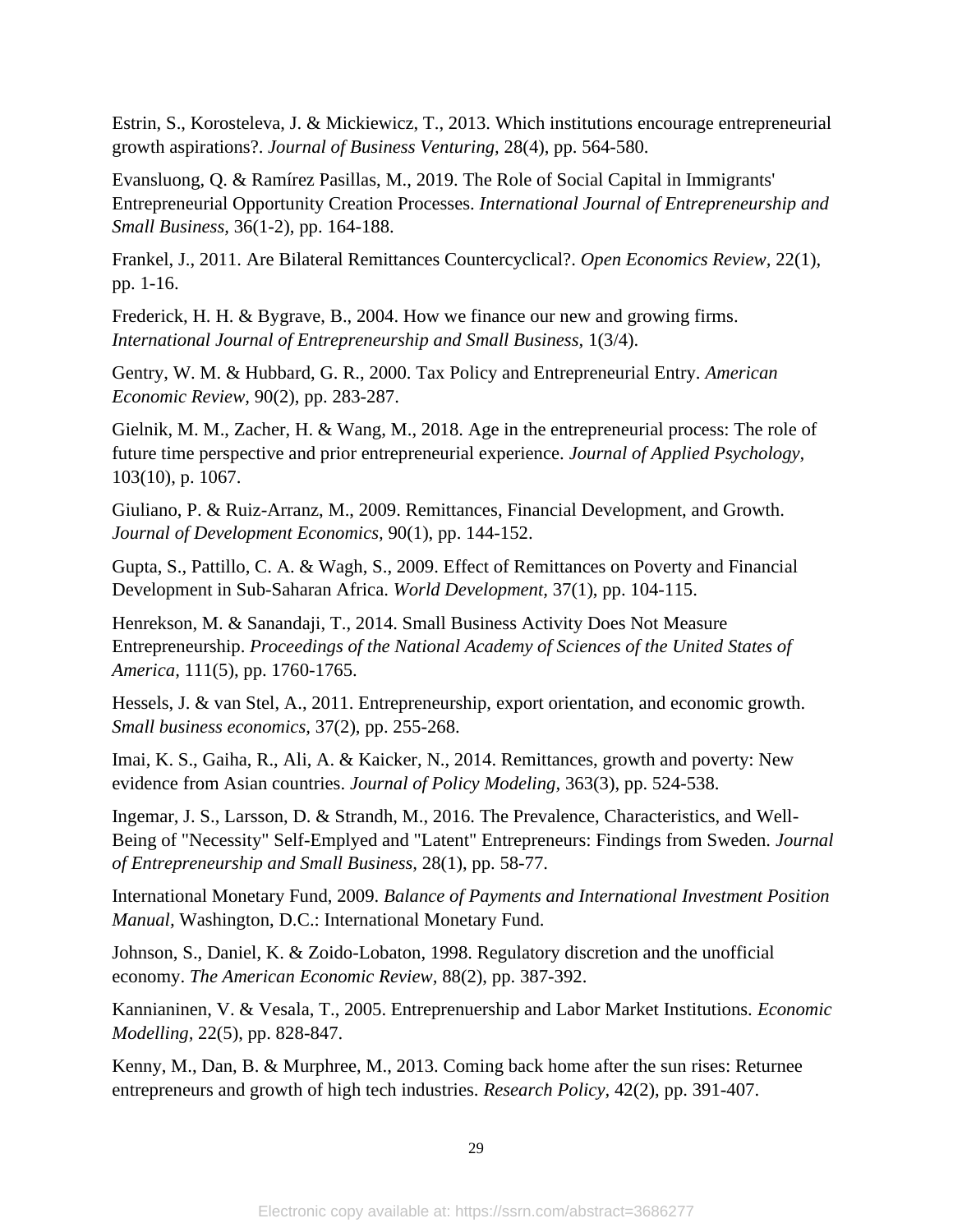Estrin, S., Korosteleva, J. & Mickiewicz, T., 2013. Which institutions encourage entrepreneurial growth aspirations?. *Journal of Business Venturing,* 28(4), pp. 564-580.

Evansluong, Q. & Ramírez Pasillas, M., 2019. The Role of Social Capital in Immigrants' Entrepreneurial Opportunity Creation Processes. *International Journal of Entrepreneurship and Small Business,* 36(1-2), pp. 164-188.

Frankel, J., 2011. Are Bilateral Remittances Countercyclical?. *Open Economics Review,* 22(1), pp. 1-16.

Frederick, H. H. & Bygrave, B., 2004. How we finance our new and growing firms. *International Journal of Entrepreneurship and Small Business,* 1(3/4).

Gentry, W. M. & Hubbard, G. R., 2000. Tax Policy and Entrepreneurial Entry. *American Economic Review,* 90(2), pp. 283-287.

Gielnik, M. M., Zacher, H. & Wang, M., 2018. Age in the entrepreneurial process: The role of future time perspective and prior entrepreneurial experience. *Journal of Applied Psychology,* 103(10), p. 1067.

Giuliano, P. & Ruiz-Arranz, M., 2009. Remittances, Financial Development, and Growth. *Journal of Development Economics,* 90(1), pp. 144-152.

Gupta, S., Pattillo, C. A. & Wagh, S., 2009. Effect of Remittances on Poverty and Financial Development in Sub-Saharan Africa. *World Development,* 37(1), pp. 104-115.

Henrekson, M. & Sanandaji, T., 2014. Small Business Activity Does Not Measure Entrepreneurship. *Proceedings of the National Academy of Sciences of the United States of America,* 111(5), pp. 1760-1765.

Hessels, J. & van Stel, A., 2011. Entrepreneurship, export orientation, and economic growth. *Small business economics,* 37(2), pp. 255-268.

Imai, K. S., Gaiha, R., Ali, A. & Kaicker, N., 2014. Remittances, growth and poverty: New evidence from Asian countries. *Journal of Policy Modeling,* 363(3), pp. 524-538.

Ingemar, J. S., Larsson, D. & Strandh, M., 2016. The Prevalence, Characteristics, and Well-Being of "Necessity" Self-Emplyed and "Latent" Entrepreneurs: Findings from Sweden. *Journal of Entrepreneurship and Small Business,* 28(1), pp. 58-77.

International Monetary Fund, 2009. *Balance of Payments and International Investment Position Manual,* Washington, D.C.: International Monetary Fund.

Johnson, S., Daniel, K. & Zoido-Lobaton, 1998. Regulatory discretion and the unofficial economy. *The American Economic Review,* 88(2), pp. 387-392.

Kannianinen, V. & Vesala, T., 2005. Entreprenuership and Labor Market Institutions. *Economic Modelling,* 22(5), pp. 828-847.

Kenny, M., Dan, B. & Murphree, M., 2013. Coming back home after the sun rises: Returnee entrepreneurs and growth of high tech industries. *Research Policy,* 42(2), pp. 391-407.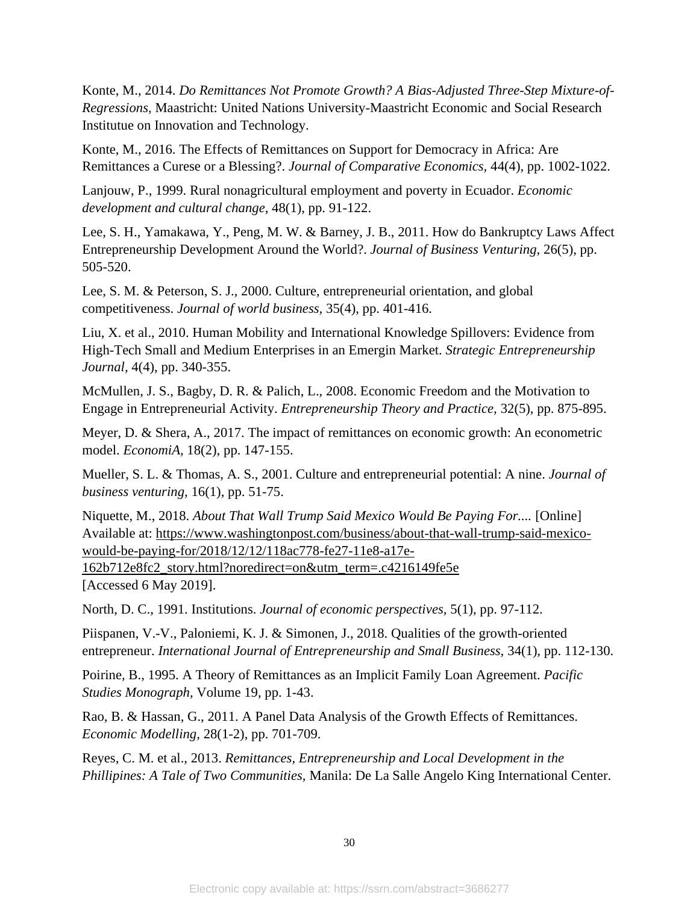Konte, M., 2014. *Do Remittances Not Promote Growth? A Bias-Adjusted Three-Step Mixture-of-Regressions,* Maastricht: United Nations University-Maastricht Economic and Social Research Institutue on Innovation and Technology.

Konte, M., 2016. The Effects of Remittances on Support for Democracy in Africa: Are Remittances a Curese or a Blessing?. *Journal of Comparative Economics,* 44(4), pp. 1002-1022.

Lanjouw, P., 1999. Rural nonagricultural employment and poverty in Ecuador. *Economic development and cultural change,* 48(1), pp. 91-122.

Lee, S. H., Yamakawa, Y., Peng, M. W. & Barney, J. B., 2011. How do Bankruptcy Laws Affect Entrepreneurship Development Around the World?. *Journal of Business Venturing,* 26(5), pp. 505-520.

Lee, S. M. & Peterson, S. J., 2000. Culture, entrepreneurial orientation, and global competitiveness. *Journal of world business,* 35(4), pp. 401-416.

Liu, X. et al., 2010. Human Mobility and International Knowledge Spillovers: Evidence from High-Tech Small and Medium Enterprises in an Emergin Market. *Strategic Entrepreneurship Journal,* 4(4), pp. 340-355.

McMullen, J. S., Bagby, D. R. & Palich, L., 2008. Economic Freedom and the Motivation to Engage in Entrepreneurial Activity. *Entrepreneurship Theory and Practice,* 32(5), pp. 875-895.

Meyer, D. & Shera, A., 2017. The impact of remittances on economic growth: An econometric model. *EconomiA,* 18(2), pp. 147-155.

Mueller, S. L. & Thomas, A. S., 2001. Culture and entrepreneurial potential: A nine. *Journal of business venturing,* 16(1), pp. 51-75.

Niquette, M., 2018. *About That Wall Trump Said Mexico Would Be Paying For....* [Online] Available at: https://www.washingtonpost.com/business/about-that-wall-trump-said-mexico-would-be-paying-for/2018/12/12/118ac778-fe27-11e8-a17e-162b712e8fc2_story.html?noredirect=on&utm_term=.c4216149fe5e
[Accessed 6 May 2019].

North, D. C., 1991. Institutions. *Journal of economic perspectives,* 5(1), pp. 97-112.

Piispanen, V.-V., Paloniemi, K. J. & Simonen, J., 2018. Qualities of the growth-oriented entrepreneur. *International Journal of Entrepreneurship and Small Business,* 34(1), pp. 112-130.

Poirine, B., 1995. A Theory of Remittances as an Implicit Family Loan Agreement. *Pacific Studies Monograph,* Volume 19, pp. 1-43.

Rao, B. & Hassan, G., 2011. A Panel Data Analysis of the Growth Effects of Remittances. *Economic Modelling,* 28(1-2), pp. 701-709.

Reyes, C. M. et al., 2013. *Remittances, Entrepreneurship and Local Development in the Phillipines: A Tale of Two Communities,* Manila: De La Salle Angelo King International Center.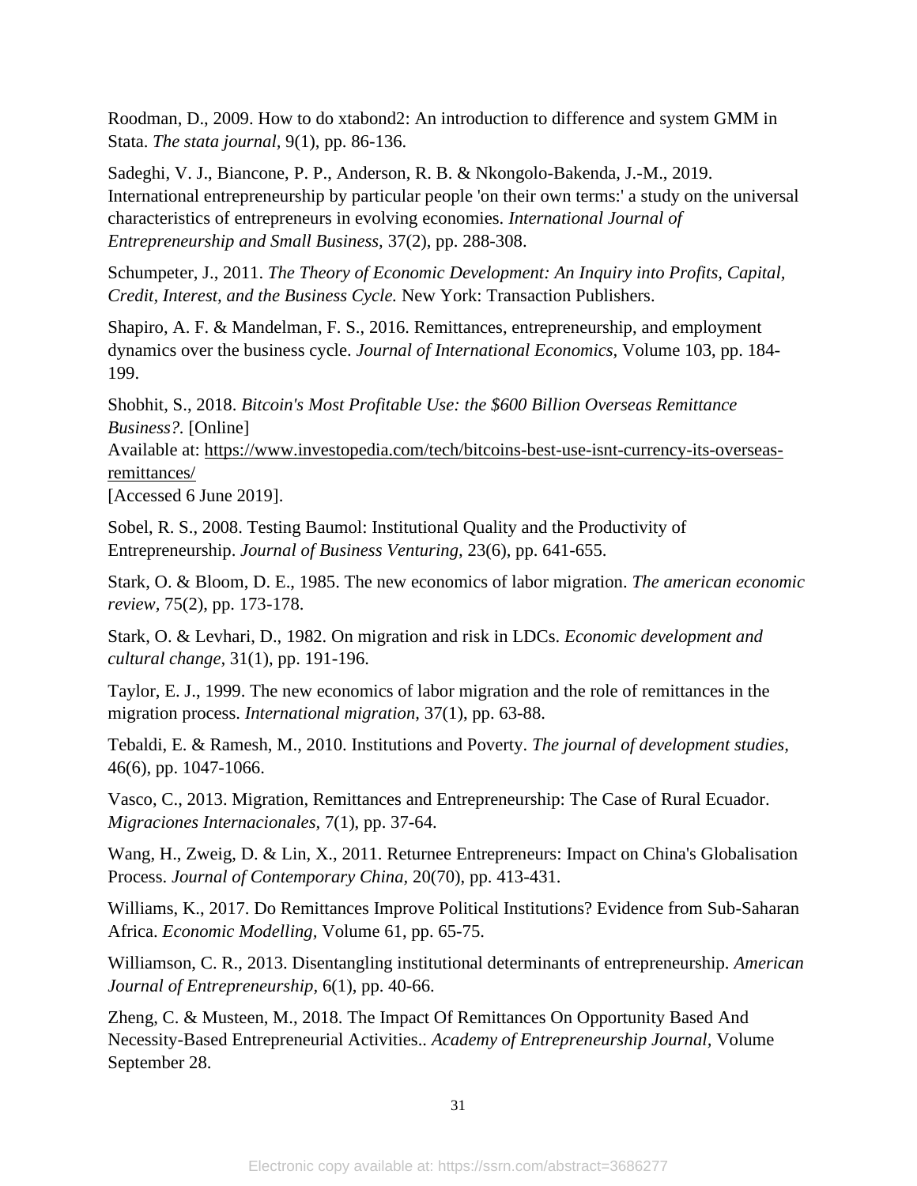Roodman, D., 2009. How to do xtabond2: An introduction to difference and system GMM in Stata. *The stata journal,* 9(1), pp. 86-136.

Sadeghi, V. J., Biancone, P. P., Anderson, R. B. & Nkongolo-Bakenda, J.-M., 2019. International entrepreneurship by particular people 'on their own terms:' a study on the universal characteristics of entrepreneurs in evolving economies. *International Journal of Entrepreneurship and Small Business,* 37(2), pp. 288-308.

Schumpeter, J., 2011. *The Theory of Economic Development: An Inquiry into Profits, Capital, Credit, Interest, and the Business Cycle.* New York: Transaction Publishers.

Shapiro, A. F. & Mandelman, F. S., 2016. Remittances, entrepreneurship, and employment dynamics over the business cycle. *Journal of International Economics,* Volume 103, pp. 184-199.

Shobhit, S., 2018. *Bitcoin's Most Profitable Use: the $600 Billion Overseas Remittance Business?.* [Online]
Available at: https://www.investopedia.com/tech/bitcoins-best-use-isnt-currency-its-overseas-remittances/
[Accessed 6 June 2019].

Sobel, R. S., 2008. Testing Baumol: Institutional Quality and the Productivity of Entrepreneurship. *Journal of Business Venturing,* 23(6), pp. 641-655.

Stark, O. & Bloom, D. E., 1985. The new economics of labor migration. *The american economic review,* 75(2), pp. 173-178.

Stark, O. & Levhari, D., 1982. On migration and risk in LDCs. *Economic development and cultural change,* 31(1), pp. 191-196.

Taylor, E. J., 1999. The new economics of labor migration and the role of remittances in the migration process. *International migration,* 37(1), pp. 63-88.

Tebaldi, E. & Ramesh, M., 2010. Institutions and Poverty. *The journal of development studies,* 46(6), pp. 1047-1066.

Vasco, C., 2013. Migration, Remittances and Entrepreneurship: The Case of Rural Ecuador. *Migraciones Internacionales,* 7(1), pp. 37-64.

Wang, H., Zweig, D. & Lin, X., 2011. Returnee Entrepreneurs: Impact on China's Globalisation Process. *Journal of Contemporary China,* 20(70), pp. 413-431.

Williams, K., 2017. Do Remittances Improve Political Institutions? Evidence from Sub-Saharan Africa. *Economic Modelling,* Volume 61, pp. 65-75.

Williamson, C. R., 2013. Disentangling institutional determinants of entrepreneurship. *American Journal of Entrepreneurship,* 6(1), pp. 40-66.

Zheng, C. & Musteen, M., 2018. The Impact Of Remittances On Opportunity Based And Necessity-Based Entrepreneurial Activities.. *Academy of Entrepreneurship Journal,* Volume September 28.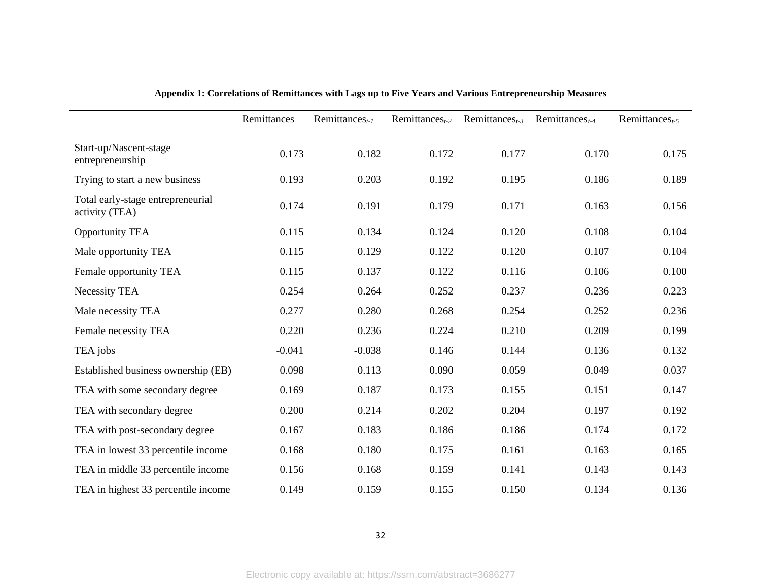**Appendix 1: Correlations of Remittances with Lags up to Five Years and Various Entrepreneurship Measures**

| | Remittances | Remittances$_{t-1}$ | Remittances$_{t-2}$ | Remittances$_{t-3}$ | Remittances$_{t-4}$ | Remittances$_{t-5}$ |
|---|---|---|---|---|---|---|
| Start-up/Nascent-stage entrepreneurship | 0.173 | 0.182 | 0.172 | 0.177 | 0.170 | 0.175 |
| Trying to start a new business | 0.193 | 0.203 | 0.192 | 0.195 | 0.186 | 0.189 |
| Total early-stage entrepreneurial activity (TEA) | 0.174 | 0.191 | 0.179 | 0.171 | 0.163 | 0.156 |
| Opportunity TEA | 0.115 | 0.134 | 0.124 | 0.120 | 0.108 | 0.104 |
| Male opportunity TEA | 0.115 | 0.129 | 0.122 | 0.120 | 0.107 | 0.104 |
| Female opportunity TEA | 0.115 | 0.137 | 0.122 | 0.116 | 0.106 | 0.100 |
| Necessity TEA | 0.254 | 0.264 | 0.252 | 0.237 | 0.236 | 0.223 |
| Male necessity TEA | 0.277 | 0.280 | 0.268 | 0.254 | 0.252 | 0.236 |
| Female necessity TEA | 0.220 | 0.236 | 0.224 | 0.210 | 0.209 | 0.199 |
| TEA jobs | -0.041 | -0.038 | 0.146 | 0.144 | 0.136 | 0.132 |
| Established business ownership (EB) | 0.098 | 0.113 | 0.090 | 0.059 | 0.049 | 0.037 |
| TEA with some secondary degree | 0.169 | 0.187 | 0.173 | 0.155 | 0.151 | 0.147 |
| TEA with secondary degree | 0.200 | 0.214 | 0.202 | 0.204 | 0.197 | 0.192 |
| TEA with post-secondary degree | 0.167 | 0.183 | 0.186 | 0.186 | 0.174 | 0.172 |
| TEA in lowest 33 percentile income | 0.168 | 0.180 | 0.175 | 0.161 | 0.163 | 0.165 |
| TEA in middle 33 percentile income | 0.156 | 0.168 | 0.159 | 0.141 | 0.143 | 0.143 |
| TEA in highest 33 percentile income | 0.149 | 0.159 | 0.155 | 0.150 | 0.134 | 0.136 |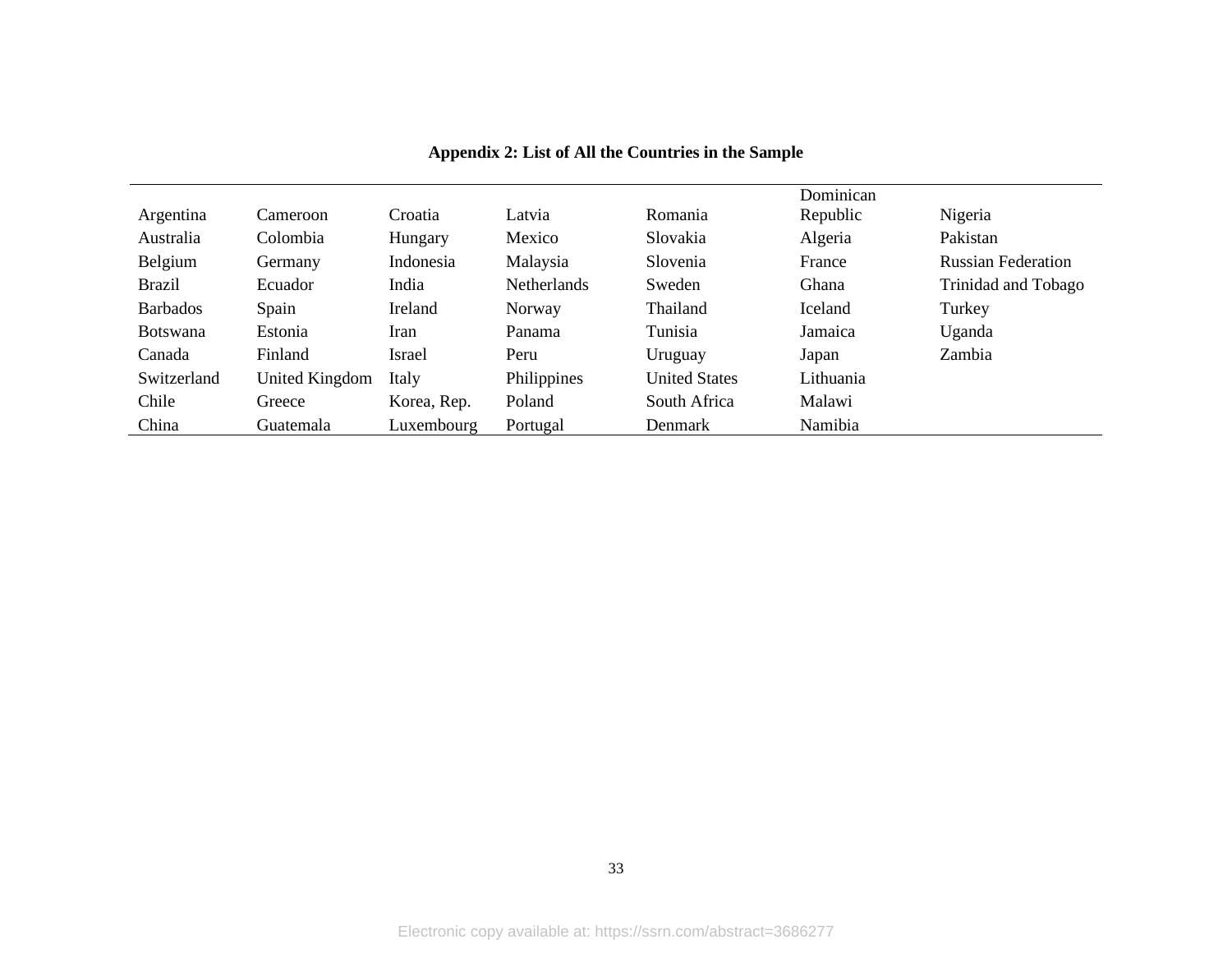**Appendix 2: List of All the Countries in the Sample**

| | | | | | | |
|---|---|---|---|---|---|---|
| Argentina | Cameroon | Croatia | Latvia | Romania | Dominican Republic | Nigeria |
| Australia | Colombia | Hungary | Mexico | Slovakia | Algeria | Pakistan |
| Belgium | Germany | Indonesia | Malaysia | Slovenia | France | Russian Federation |
| Brazil | Ecuador | India | Netherlands | Sweden | Ghana | Trinidad and Tobago |
| Barbados | Spain | Ireland | Norway | Thailand | Iceland | Turkey |
| Botswana | Estonia | Iran | Panama | Tunisia | Jamaica | Uganda |
| Canada | Finland | Israel | Peru | Uruguay | Japan | Zambia |
| Switzerland | United Kingdom | Italy | Philippines | United States | Lithuania | |
| Chile | Greece | Korea, Rep. | Poland | South Africa | Malawi | |
| China | Guatemala | Luxembourg | Portugal | Denmark | Namibia | |

Electronic copy available at: https://ssrn.com/abstract=3686277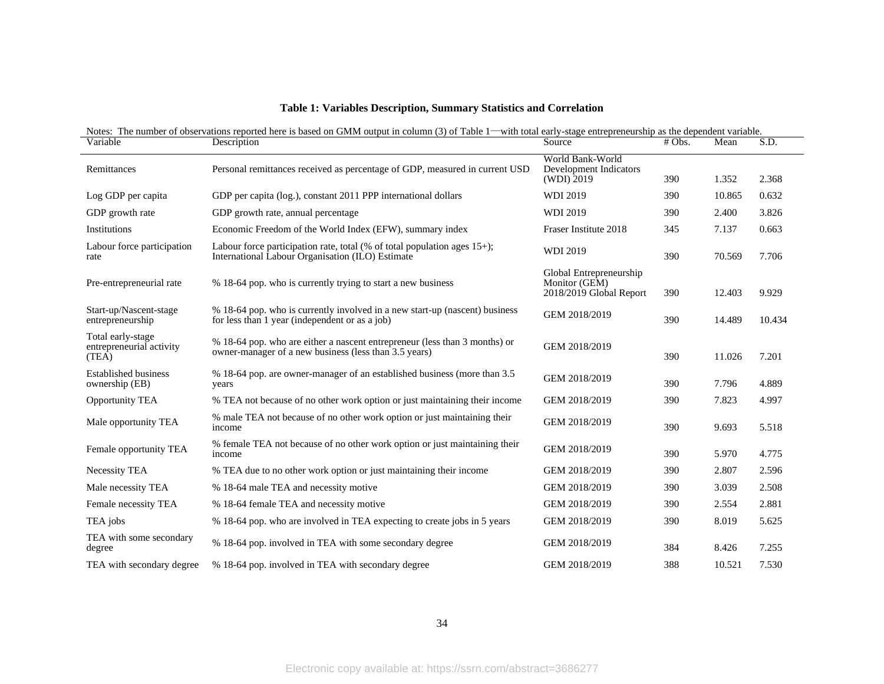**Table 1: Variables Description, Summary Statistics and Correlation**

Notes: The number of observations reported here is based on GMM output in column (3) of Table 1—with total early-stage entrepreneurship as the dependent variable.

| Variable | Description | Source | # Obs. | Mean | S.D. |
|---|---|---|---|---|---|
| Remittances | Personal remittances received as percentage of GDP, measured in current USD | World Bank-World Development Indicators (WDI) 2019 | 390 | 1.352 | 2.368 |
| Log GDP per capita | GDP per capita (log.), constant 2011 PPP international dollars | WDI 2019 | 390 | 10.865 | 0.632 |
| GDP growth rate | GDP growth rate, annual percentage | WDI 2019 | 390 | 2.400 | 3.826 |
| Institutions | Economic Freedom of the World Index (EFW), summary index | Fraser Institute 2018 | 345 | 7.137 | 0.663 |
| Labour force participation rate | Labour force participation rate, total (% of total population ages 15+); International Labour Organisation (ILO) Estimate | WDI 2019 | 390 | 70.569 | 7.706 |
| Pre-entrepreneurial rate | % 18-64 pop. who is currently trying to start a new business | Global Entrepreneurship Monitor (GEM) 2018/2019 Global Report | 390 | 12.403 | 9.929 |
| Start-up/Nascent-stage entrepreneurship | % 18-64 pop. who is currently involved in a new start-up (nascent) business for less than 1 year (independent or as a job) | GEM 2018/2019 | 390 | 14.489 | 10.434 |
| Total early-stage entrepreneurial activity (TEA) | % 18-64 pop. who are either a nascent entrepreneur (less than 3 months) or owner-manager of a new business (less than 3.5 years) | GEM 2018/2019 | 390 | 11.026 | 7.201 |
| Established business ownership (EB) | % 18-64 pop. are owner-manager of an established business (more than 3.5 years | GEM 2018/2019 | 390 | 7.796 | 4.889 |
| Opportunity TEA | % TEA not because of no other work option or just maintaining their income | GEM 2018/2019 | 390 | 7.823 | 4.997 |
| Male opportunity TEA | % male TEA not because of no other work option or just maintaining their income | GEM 2018/2019 | 390 | 9.693 | 5.518 |
| Female opportunity TEA | % female TEA not because of no other work option or just maintaining their income | GEM 2018/2019 | 390 | 5.970 | 4.775 |
| Necessity TEA | % TEA due to no other work option or just maintaining their income | GEM 2018/2019 | 390 | 2.807 | 2.596 |
| Male necessity TEA | % 18-64 male TEA and necessity motive | GEM 2018/2019 | 390 | 3.039 | 2.508 |
| Female necessity TEA | % 18-64 female TEA and necessity motive | GEM 2018/2019 | 390 | 2.554 | 2.881 |
| TEA jobs | % 18-64 pop. who are involved in TEA expecting to create jobs in 5 years | GEM 2018/2019 | 390 | 8.019 | 5.625 |
| TEA with some secondary degree | % 18-64 pop. involved in TEA with some secondary degree | GEM 2018/2019 | 384 | 8.426 | 7.255 |
| TEA with secondary degree | % 18-64 pop. involved in TEA with secondary degree | GEM 2018/2019 | 388 | 10.521 | 7.530 |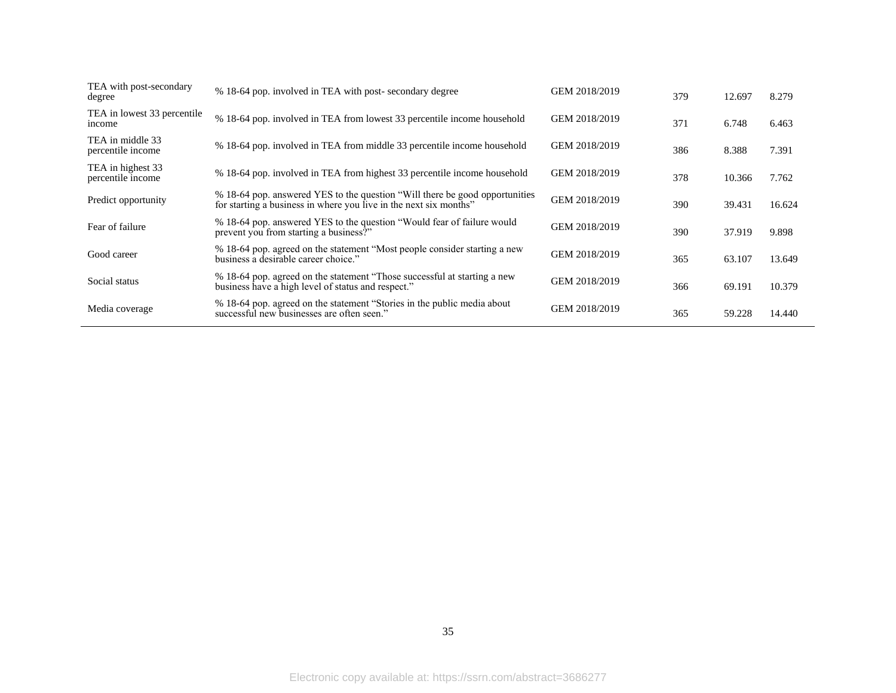| | | | | | |
|---|---|---|---|---|---|
| TEA with post-secondary degree | % 18-64 pop. involved in TEA with post- secondary degree | GEM 2018/2019 | 379 | 12.697 | 8.279 |
| TEA in lowest 33 percentile income | % 18-64 pop. involved in TEA from lowest 33 percentile income household | GEM 2018/2019 | 371 | 6.748 | 6.463 |
| TEA in middle 33 percentile income | % 18-64 pop. involved in TEA from middle 33 percentile income household | GEM 2018/2019 | 386 | 8.388 | 7.391 |
| TEA in highest 33 percentile income | % 18-64 pop. involved in TEA from highest 33 percentile income household | GEM 2018/2019 | 378 | 10.366 | 7.762 |
| Predict opportunity | % 18-64 pop. answered YES to the question "Will there be good opportunities for starting a business in where you live in the next six months" | GEM 2018/2019 | 390 | 39.431 | 16.624 |
| Fear of failure | % 18-64 pop. answered YES to the question "Would fear of failure would prevent you from starting a business?" | GEM 2018/2019 | 390 | 37.919 | 9.898 |
| Good career | % 18-64 pop. agreed on the statement "Most people consider starting a new business a desirable career choice." | GEM 2018/2019 | 365 | 63.107 | 13.649 |
| Social status | % 18-64 pop. agreed on the statement "Those successful at starting a new business have a high level of status and respect." | GEM 2018/2019 | 366 | 69.191 | 10.379 |
| Media coverage | % 18-64 pop. agreed on the statement "Stories in the public media about successful new businesses are often seen." | GEM 2018/2019 | 365 | 59.228 | 14.440 |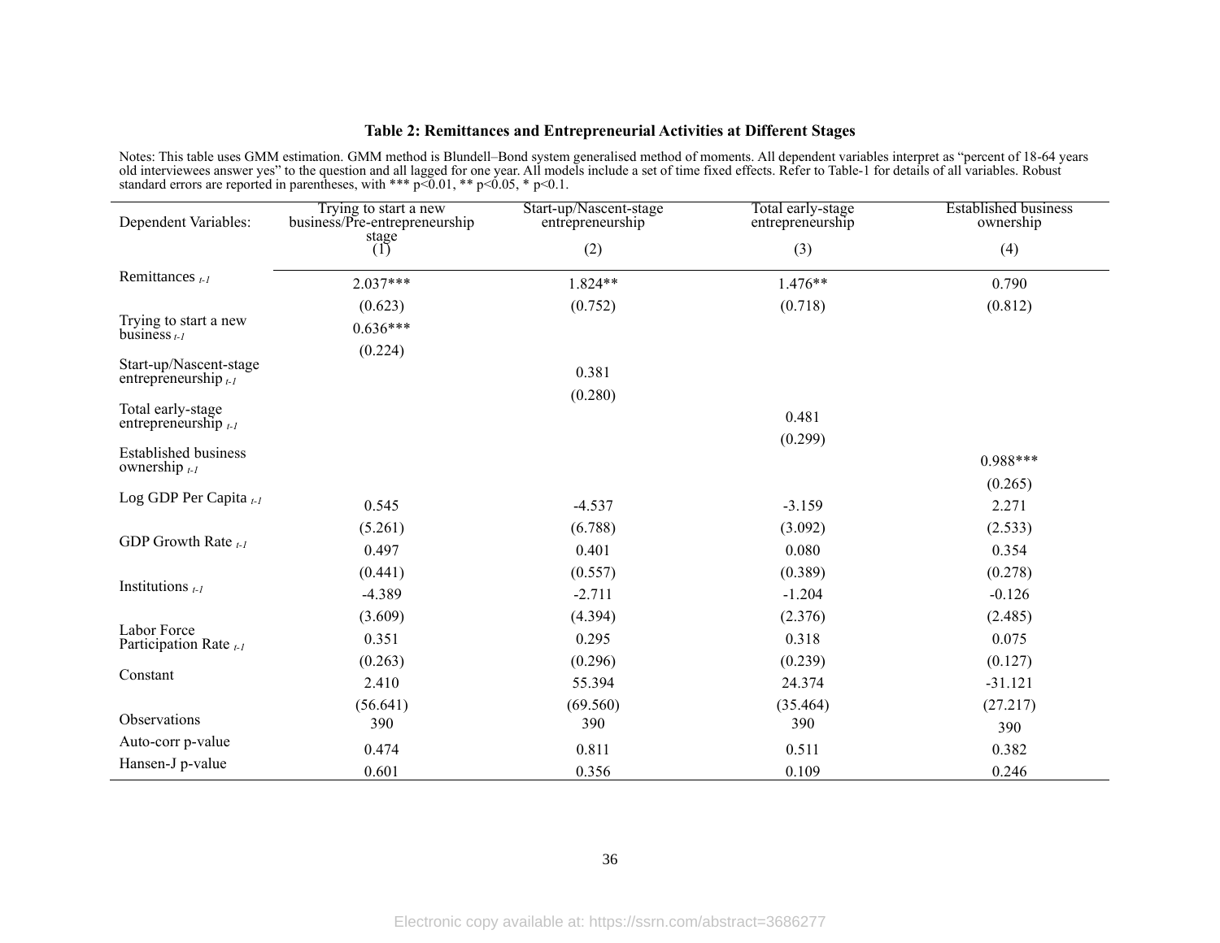**Table 2: Remittances and Entrepreneurial Activities at Different Stages**

Notes: This table uses GMM estimation. GMM method is Blundell–Bond system generalised method of moments. All dependent variables interpret as "percent of 18-64 years old interviewees answer yes" to the question and all lagged for one year. All models include a set of time fixed effects. Refer to Table-1 for details of all variables. Robust standard errors are reported in parentheses, with *** p<0.01, ** p<0.05, * p<0.1.

| Dependent Variables: | Trying to start a new business/Pre-entrepreneurship stage (1) | Start-up/Nascent-stage entrepreneurship (2) | Total early-stage entrepreneurship (3) | Established business ownership (4) |
|---|---|---|---|---|
| Remittances $_{t-1}$ | 2.037*** | 1.824** | 1.476** | 0.790 |
| | (0.623) | (0.752) | (0.718) | (0.812) |
| Trying to start a new business $_{t-1}$ | 0.636*** | | | |
| | (0.224) | | | |
| Start-up/Nascent-stage entrepreneurship $_{t-1}$ | | 0.381 | | |
| | | (0.280) | | |
| Total early-stage entrepreneurship $_{t-1}$ | | | 0.481 | |
| | | | (0.299) | |
| Established business ownership $_{t-1}$ | | | | 0.988*** |
| | | | | (0.265) |
| Log GDP Per Capita $_{t-1}$ | 0.545 | -4.537 | -3.159 | 2.271 |
| | (5.261) | (6.788) | (3.092) | (2.533) |
| GDP Growth Rate $_{t-1}$ | 0.497 | 0.401 | 0.080 | 0.354 |
| | (0.441) | (0.557) | (0.389) | (0.278) |
| Institutions $_{t-1}$ | -4.389 | -2.711 | -1.204 | -0.126 |
| | (3.609) | (4.394) | (2.376) | (2.485) |
| Labor Force Participation Rate $_{t-1}$ | 0.351 | 0.295 | 0.318 | 0.075 |
| | (0.263) | (0.296) | (0.239) | (0.127) |
| Constant | 2.410 | 55.394 | 24.374 | -31.121 |
| | (56.641) | (69.560) | (35.464) | (27.217) |
| Observations | 390 | 390 | 390 | 390 |
| Auto-corr p-value | 0.474 | 0.811 | 0.511 | 0.382 |
| Hansen-J p-value | 0.601 | 0.356 | 0.109 | 0.246 |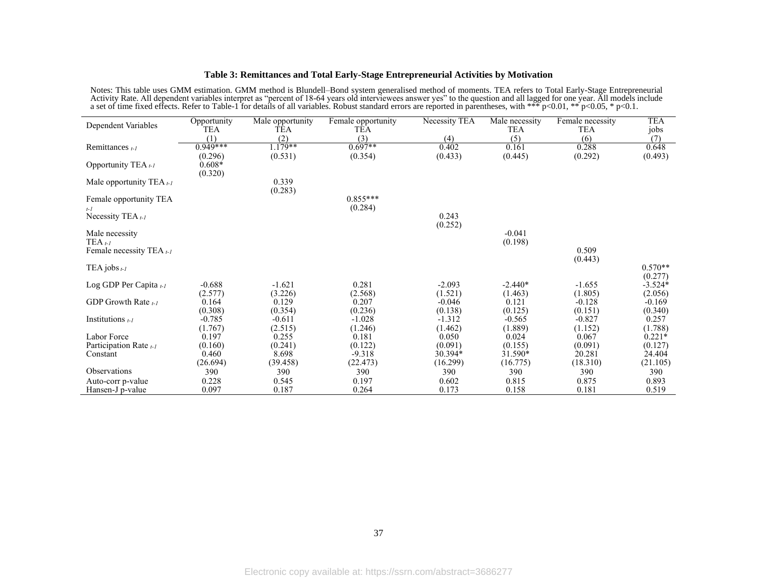**Table 3: Remittances and Total Early-Stage Entrepreneurial Activities by Motivation**

Notes: This table uses GMM estimation. GMM method is Blundell–Bond system generalised method of moments. TEA refers to Total Early-Stage Entrepreneurial Activity Rate. All dependent variables interpret as "percent of 18-64 years old interviewees answer yes" to the question and all lagged for one year. All models include a set of time fixed effects. Refer to Table-1 for details of all variables. Robust standard errors are reported in parentheses, with *** p<0.01, ** p<0.05, * p<0.1.

| Dependent Variables | Opportunity TEA | Male opportunity TEA | Female opportunity TEA | Necessity TEA | Male necessity TEA | Female necessity TEA | TEA jobs |
|---|---|---|---|---|---|---|---|
| | (1) | (2) | (3) | (4) | (5) | (6) | (7) |
| Remittances $_{t-1}$ | 0.949*** | 1.179** | 0.697** | 0.402 | 0.161 | 0.288 | 0.648 |
| | (0.296) | (0.531) | (0.354) | (0.433) | (0.445) | (0.292) | (0.493) |
| Opportunity TEA $_{t-1}$ | 0.608* | | | | | | |
| | (0.320) | | | | | | |
| Male opportunity TEA $_{t-1}$ | | 0.339 | | | | | |
| | | (0.283) | | | | | |
| Female opportunity TEA $_{t-1}$ | | | 0.855*** | | | | |
| | | | (0.284) | | | | |
| Necessity TEA $_{t-1}$ | | | | 0.243 | | | |
| | | | | (0.252) | | | |
| Male necessity TEA $_{t-1}$ | | | | | -0.041 | | |
| | | | | | (0.198) | | |
| Female necessity TEA $_{t-1}$ | | | | | | 0.509 | |
| | | | | | | (0.443) | |
| TEA jobs $_{t-1}$ | | | | | | | 0.570** |
| | | | | | | | (0.277) |
| Log GDP Per Capita $_{t-1}$ | -0.688 | -1.621 | 0.281 | -2.093 | -2.440* | -1.655 | -3.524* |
| | (2.577) | (3.226) | (2.568) | (1.521) | (1.463) | (1.805) | (2.056) |
| GDP Growth Rate $_{t-1}$ | 0.164 | 0.129 | 0.207 | -0.046 | 0.121 | -0.128 | -0.169 |
| | (0.308) | (0.354) | (0.236) | (0.138) | (0.125) | (0.151) | (0.340) |
| Institutions $_{t-1}$ | -0.785 | -0.611 | -1.028 | -1.312 | -0.565 | -0.827 | 0.257 |
| | (1.767) | (2.515) | (1.246) | (1.462) | (1.889) | (1.152) | (1.788) |
| Labor Force Participation Rate $_{t-1}$ | 0.197 | 0.255 | 0.181 | 0.050 | 0.024 | 0.067 | 0.221* |
| | (0.160) | (0.241) | (0.122) | (0.091) | (0.155) | (0.091) | (0.127) |
| Constant | 0.460 | 8.698 | -9.318 | 30.394* | 31.590* | 20.281 | 24.404 |
| | (26.694) | (39.458) | (22.473) | (16.299) | (16.775) | (18.310) | (21.105) |
| Observations | 390 | 390 | 390 | 390 | 390 | 390 | 390 |
| Auto-corr p-value | 0.228 | 0.545 | 0.197 | 0.602 | 0.815 | 0.875 | 0.893 |
| Hansen-J p-value | 0.097 | 0.187 | 0.264 | 0.173 | 0.158 | 0.181 | 0.519 |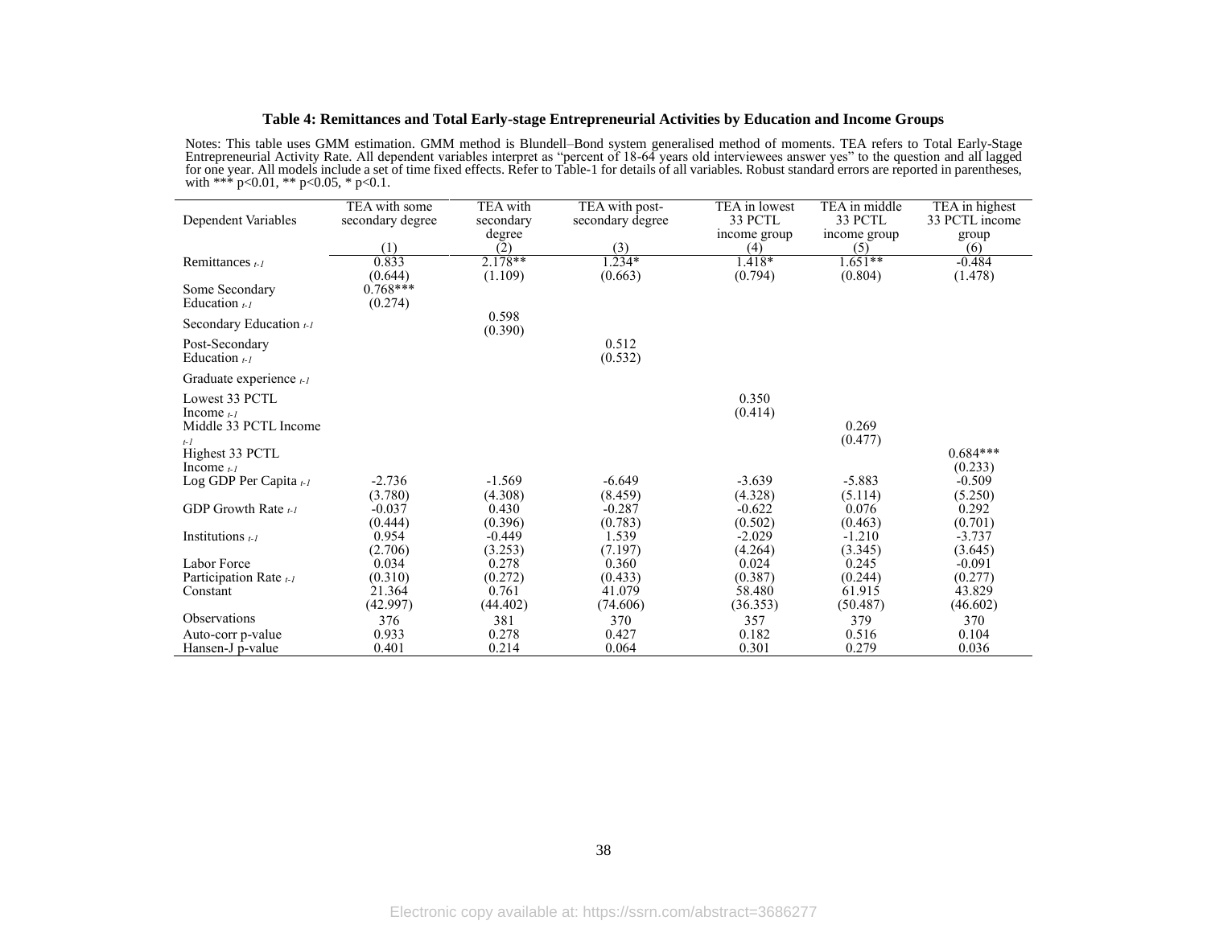**Table 4: Remittances and Total Early-stage Entrepreneurial Activities by Education and Income Groups**

Notes: This table uses GMM estimation. GMM method is Blundell–Bond system generalised method of moments. TEA refers to Total Early-Stage Entrepreneurial Activity Rate. All dependent variables interpret as "percent of 18-64 years old interviewees answer yes" to the question and all lagged for one year. All models include a set of time fixed effects. Refer to Table-1 for details of all variables. Robust standard errors are reported in parentheses, with *** p<0.01, ** p<0.05, * p<0.1.

| Dependent Variables | TEA with some secondary degree | TEA with secondary degree | TEA with post-secondary degree | TEA in lowest 33 PCTL income group | TEA in middle 33 PCTL income group | TEA in highest 33 PCTL income group |
|---|---|---|---|---|---|---|
| | (1) | (2) | (3) | (4) | (5) | (6) |
| Remittances $_{t-1}$ | 0.833 | 2.178** | 1.234* | 1.418* | 1.651** | -0.484 |
| | (0.644) | (1.109) | (0.663) | (0.794) | (0.804) | (1.478) |
| Some Secondary Education $_{t-1}$ | 0.768*** | | | | | |
| | (0.274) | | | | | |
| Secondary Education $_{t-1}$ | | 0.598 | | | | |
| | | (0.390) | | | | |
| Post-Secondary Education $_{t-1}$ | | | 0.512 | | | |
| | | | (0.532) | | | |
| Graduate experience $_{t-1}$ | | | | | | |
| Lowest 33 PCTL Income $_{t-1}$ | | | | 0.350 | | |
| | | | | (0.414) | | |
| Middle 33 PCTL Income $_{t-1}$ | | | | | 0.269 | |
| | | | | | (0.477) | |
| Highest 33 PCTL Income $_{t-1}$ | | | | | | 0.684*** |
| | | | | | | (0.233) |
| Log GDP Per Capita $_{t-1}$ | -2.736 | -1.569 | -6.649 | -3.639 | -5.883 | -0.509 |
| | (3.780) | (4.308) | (8.459) | (4.328) | (5.114) | (5.250) |
| GDP Growth Rate $_{t-1}$ | -0.037 | 0.430 | -0.287 | -0.622 | 0.076 | 0.292 |
| | (0.444) | (0.396) | (0.783) | (0.502) | (0.463) | (0.701) |
| Institutions $_{t-1}$ | 0.954 | -0.449 | 1.539 | -2.029 | -1.210 | -3.737 |
| | (2.706) | (3.253) | (7.197) | (4.264) | (3.345) | (3.645) |
| Labor Force Participation Rate $_{t-1}$ | 0.034 | 0.278 | 0.360 | 0.024 | 0.245 | -0.091 |
| | (0.310) | (0.272) | (0.433) | (0.387) | (0.244) | (0.277) |
| Constant | 21.364 | 0.761 | 41.079 | 58.480 | 61.915 | 43.829 |
| | (42.997) | (44.402) | (74.606) | (36.353) | (50.487) | (46.602) |
| Observations | 376 | 381 | 370 | 357 | 379 | 370 |
| Auto-corr p-value | 0.933 | 0.278 | 0.427 | 0.182 | 0.516 | 0.104 |
| Hansen-J p-value | 0.401 | 0.214 | 0.064 | 0.301 | 0.279 | 0.036 |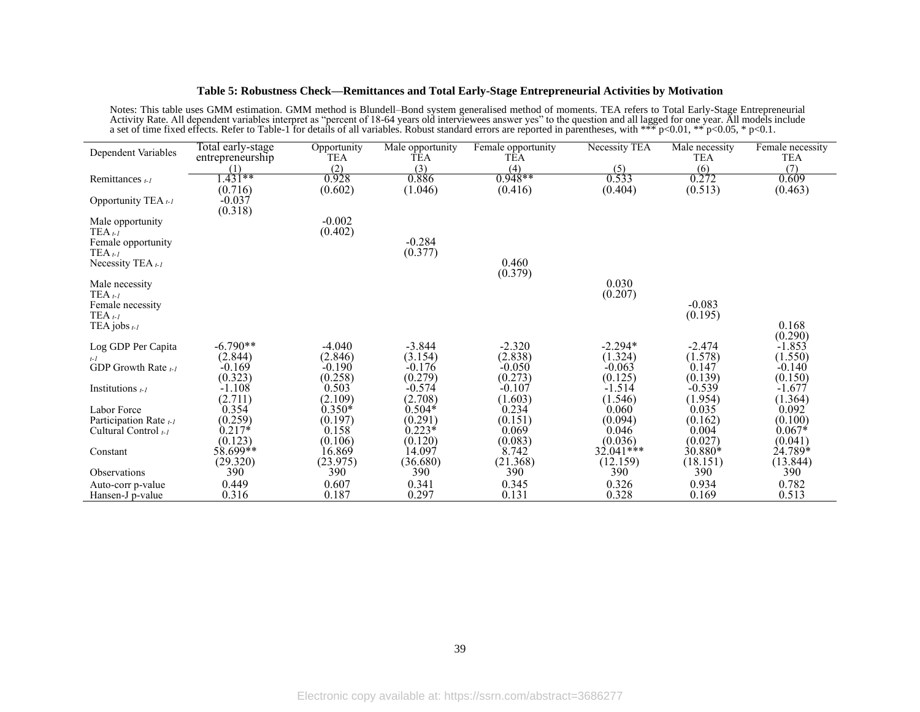**Table 5: Robustness Check—Remittances and Total Early-Stage Entrepreneurial Activities by Motivation**

Notes: This table uses GMM estimation. GMM method is Blundell–Bond system generalised method of moments. TEA refers to Total Early-Stage Entrepreneurial Activity Rate. All dependent variables interpret as "percent of 18-64 years old interviewees answer yes" to the question and all lagged for one year. All models include a set of time fixed effects. Refer to Table-1 for details of all variables. Robust standard errors are reported in parentheses, with *** p<0.01, ** p<0.05, * p<0.1.

| Dependent Variables | Total early-stage entrepreneurship | Opportunity TEA | Male opportunity TEA | Female opportunity TEA | Necessity TEA | Male necessity TEA | Female necessity TEA |
|---|---|---|---|---|---|---|---|
| | (1) | (2) | (3) | (4) | (5) | (6) | (7) |
| Remittances $_{t-1}$ | 1.431** | 0.928 | 0.886 | 0.948** | 0.533 | 0.272 | 0.609 |
| | (0.716) | (0.602) | (1.046) | (0.416) | (0.404) | (0.513) | (0.463) |
| Opportunity TEA $_{t-1}$ | -0.037 | | | | | | |
| | (0.318) | | | | | | |
| Male opportunity TEA $_{t-1}$ | | -0.002 | | | | | |
| | | (0.402) | | | | | |
| Female opportunity TEA $_{t-1}$ | | | -0.284 | | | | |
| | | | (0.377) | | | | |
| Necessity TEA $_{t-1}$ | | | | 0.460 | | | |
| | | | | (0.379) | | | |
| Male necessity TEA $_{t-1}$ | | | | | 0.030 | | |
| | | | | | (0.207) | | |
| Female necessity TEA $_{t-1}$ | | | | | | -0.083 | |
| | | | | | | (0.195) | |
| TEA jobs $_{t-1}$ | | | | | | | 0.168 |
| | | | | | | | (0.290) |
| Log GDP Per Capita $_{t-1}$ | -6.790** | -4.040 | -3.844 | -2.320 | -2.294* | -2.474 | -1.853 |
| | (2.844) | (2.846) | (3.154) | (2.838) | (1.324) | (1.578) | (1.550) |
| GDP Growth Rate $_{t-1}$ | -0.169 | -0.190 | -0.176 | -0.050 | -0.063 | 0.147 | -0.140 |
| | (0.323) | (0.258) | (0.279) | (0.273) | (0.125) | (0.139) | (0.150) |
| Institutions $_{t-1}$ | -1.108 | 0.503 | -0.574 | -0.107 | -1.514 | -0.539 | -1.677 |
| | (2.711) | (2.109) | (2.708) | (1.603) | (1.546) | (1.954) | (1.364) |
| Labor Force Participation Rate $_{t-1}$ | 0.354 | 0.350* | 0.504* | 0.234 | 0.060 | 0.035 | 0.092 |
| | (0.259) | (0.197) | (0.291) | (0.151) | (0.094) | (0.162) | (0.100) |
| Cultural Control $_{t-1}$ | 0.217* | 0.158 | 0.223* | 0.069 | 0.046 | 0.004 | 0.067* |
| | (0.123) | (0.106) | (0.120) | (0.083) | (0.036) | (0.027) | (0.041) |
| Constant | 58.699** | 16.869 | 14.097 | 8.742 | 32.041*** | 30.880* | 24.789* |
| | (29.320) | (23.975) | (36.680) | (21.368) | (12.159) | (18.151) | (13.844) |
| Observations | 390 | 390 | 390 | 390 | 390 | 390 | 390 |
| Auto-corr p-value | 0.449 | 0.607 | 0.341 | 0.345 | 0.326 | 0.934 | 0.782 |
| Hansen-J p-value | 0.316 | 0.187 | 0.297 | 0.131 | 0.328 | 0.169 | 0.513 |